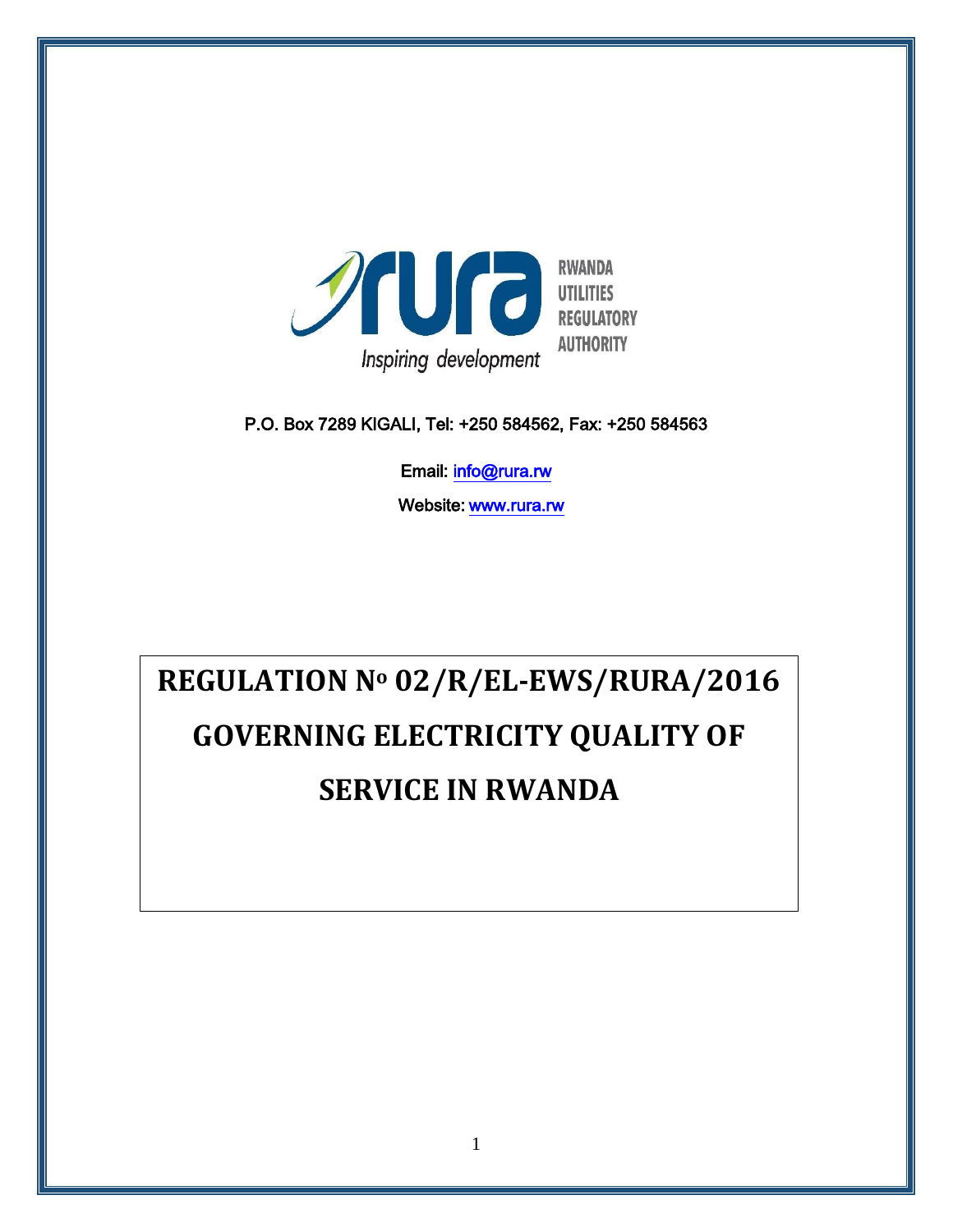RWANDA UTILITIES REGULATORY AUTHORITY

Inspiring development

P.O. Box 7289 KIGALI, Tel: +250 584562, Fax: +250 584563

Email: info@rura.rw

Website: www.rura.rw

# REGULATION Nº 02/R/EL-EWS/RURA/2016

# GOVERNING ELECTRICITY QUALITY OF SERVICE IN RWANDA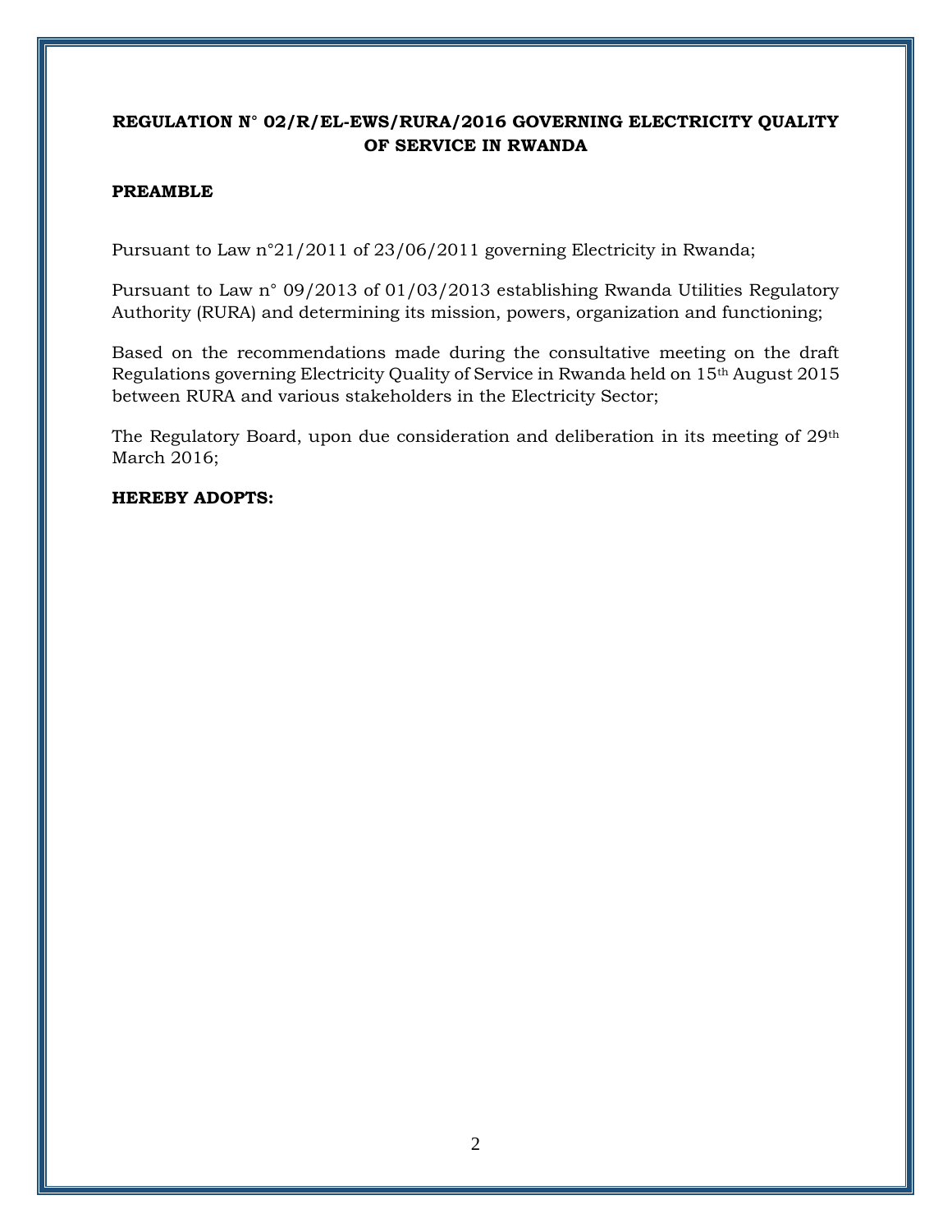**REGULATION N° 02/R/EL-EWS/RURA/2016 GOVERNING ELECTRICITY QUALITY OF SERVICE IN RWANDA**

**PREAMBLE**

Pursuant to Law n°21/2011 of 23/06/2011 governing Electricity in Rwanda;

Pursuant to Law n° 09/2013 of 01/03/2013 establishing Rwanda Utilities Regulatory Authority (RURA) and determining its mission, powers, organization and functioning;

Based on the recommendations made during the consultative meeting on the draft Regulations governing Electricity Quality of Service in Rwanda held on 15th August 2015 between RURA and various stakeholders in the Electricity Sector;

The Regulatory Board, upon due consideration and deliberation in its meeting of 29th March 2016;

**HEREBY ADOPTS:**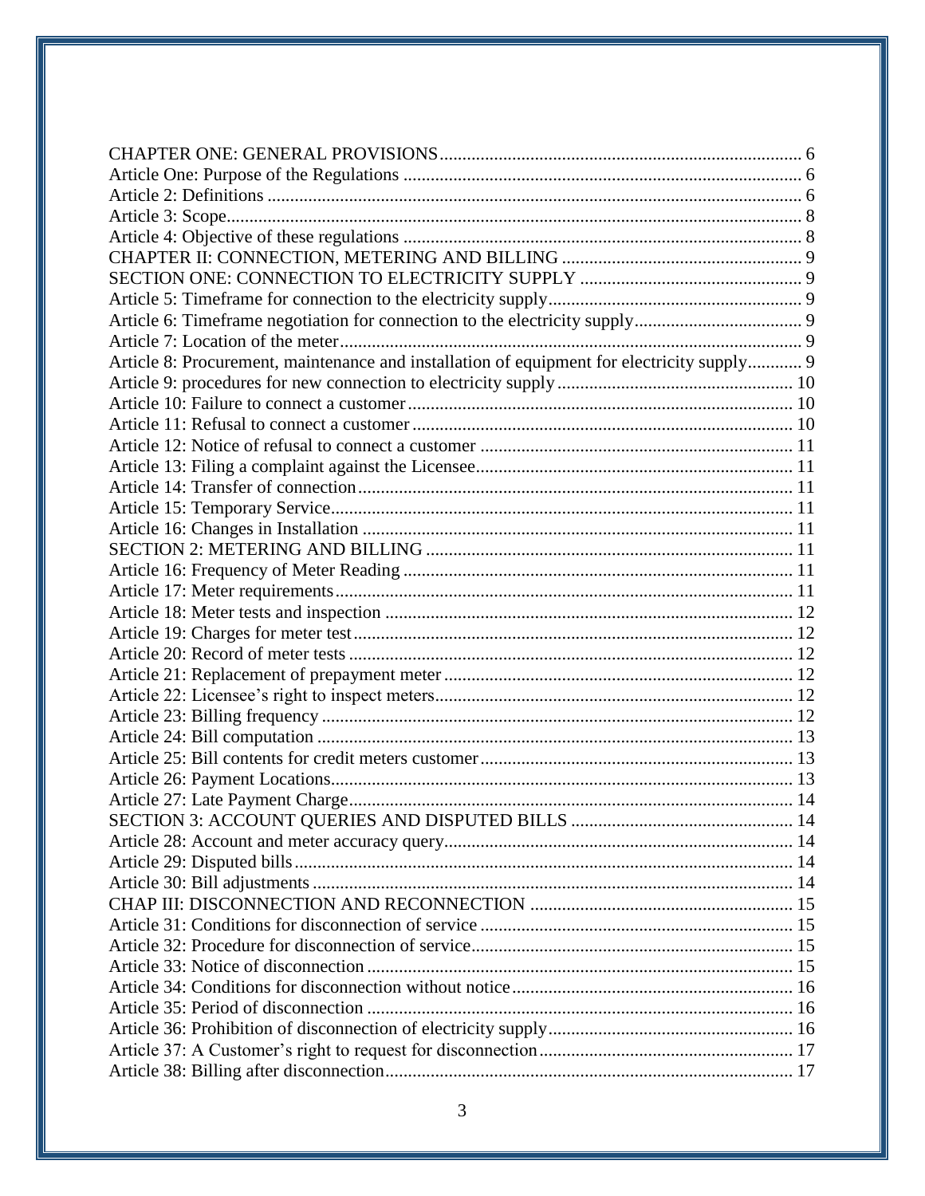CHAPTER ONE: GENERAL PROVISIONS ..... 6
Article One: Purpose of the Regulations ..... 6
Article 2: Definitions ..... 6
Article 3: Scope ..... 8
Article 4: Objective of these regulations ..... 8
CHAPTER II: CONNECTION, METERING AND BILLING ..... 9
SECTION ONE: CONNECTION TO ELECTRICITY SUPPLY ..... 9
Article 5: Timeframe for connection to the electricity supply ..... 9
Article 6: Timeframe negotiation for connection to the electricity supply ..... 9
Article 7: Location of the meter ..... 9
Article 8: Procurement, maintenance and installation of equipment for electricity supply ..... 9
Article 9: procedures for new connection to electricity supply ..... 10
Article 10: Failure to connect a customer ..... 10
Article 11: Refusal to connect a customer ..... 10
Article 12: Notice of refusal to connect a customer ..... 11
Article 13: Filing a complaint against the Licensee ..... 11
Article 14: Transfer of connection ..... 11
Article 15: Temporary Service ..... 11
Article 16: Changes in Installation ..... 11
SECTION 2: METERING AND BILLING ..... 11
Article 16: Frequency of Meter Reading ..... 11
Article 17: Meter requirements ..... 11
Article 18: Meter tests and inspection ..... 12
Article 19: Charges for meter test ..... 12
Article 20: Record of meter tests ..... 12
Article 21: Replacement of prepayment meter ..... 12
Article 22: Licensee's right to inspect meters ..... 12
Article 23: Billing frequency ..... 12
Article 24: Bill computation ..... 13
Article 25: Bill contents for credit meters customer ..... 13
Article 26: Payment Locations ..... 13
Article 27: Late Payment Charge ..... 14
SECTION 3: ACCOUNT QUERIES AND DISPUTED BILLS ..... 14
Article 28: Account and meter accuracy query ..... 14
Article 29: Disputed bills ..... 14
Article 30: Bill adjustments ..... 14
CHAP III: DISCONNECTION AND RECONNECTION ..... 15
Article 31: Conditions for disconnection of service ..... 15
Article 32: Procedure for disconnection of service ..... 15
Article 33: Notice of disconnection ..... 15
Article 34: Conditions for disconnection without notice ..... 16
Article 35: Period of disconnection ..... 16
Article 36: Prohibition of disconnection of electricity supply ..... 16
Article 37: A Customer's right to request for disconnection ..... 17
Article 38: Billing after disconnection ..... 17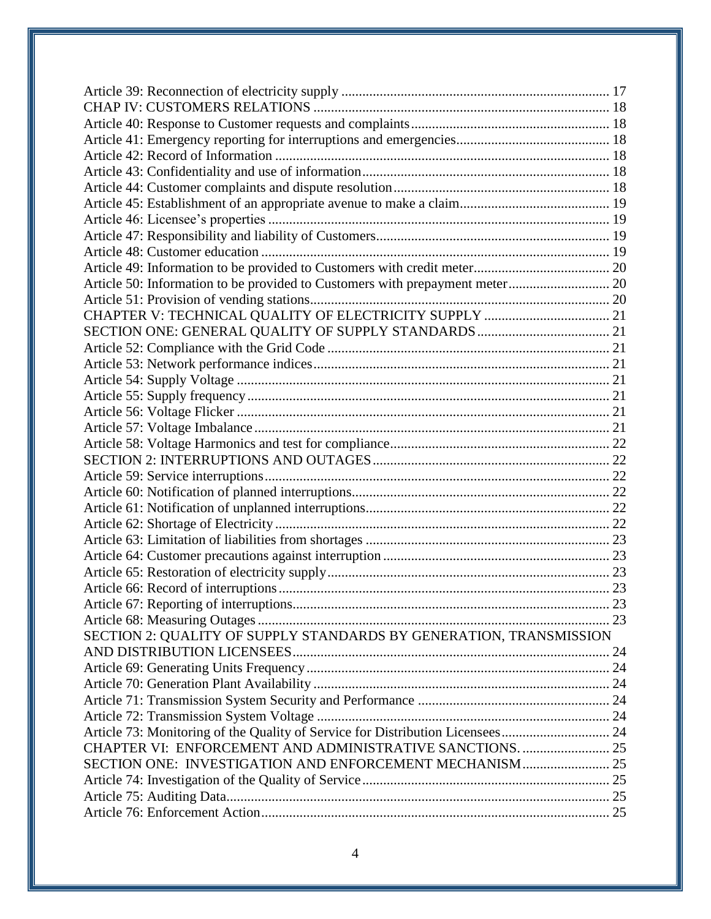Article 39: Reconnection of electricity supply ........................................................................... 17
CHAP IV: CUSTOMERS RELATIONS ..................................................................................... 18
Article 40: Response to Customer requests and complaints......................................................... 18
Article 41: Emergency reporting for interruptions and emergencies............................................ 18
Article 42: Record of Information ............................................................................................... 18
Article 43: Confidentiality and use of information...................................................................... 18
Article 44: Customer complaints and dispute resolution.............................................................. 18
Article 45: Establishment of an appropriate avenue to make a claim........................................... 19
Article 46: Licensee's properties ................................................................................................. 19
Article 47: Responsibility and liability of Customers.................................................................. 19
Article 48: Customer education ................................................................................................... 19
Article 49: Information to be provided to Customers with credit meter....................................... 20
Article 50: Information to be provided to Customers with prepayment meter............................. 20
Article 51: Provision of vending stations..................................................................................... 20
CHAPTER V: TECHNICAL QUALITY OF ELECTRICITY SUPPLY .................................... 21
SECTION ONE: GENERAL QUALITY OF SUPPLY STANDARDS...................................... 21
Article 52: Compliance with the Grid Code ................................................................................ 21
Article 53: Network performance indices.................................................................................... 21
Article 54: Supply Voltage .......................................................................................................... 21
Article 55: Supply frequency....................................................................................................... 21
Article 56: Voltage Flicker .......................................................................................................... 21
Article 57: Voltage Imbalance..................................................................................................... 21
Article 58: Voltage Harmonics and test for compliance.............................................................. 22
SECTION 2: INTERRUPTIONS AND OUTAGES.................................................................... 22
Article 59: Service interruptions.................................................................................................. 22
Article 60: Notification of planned interruptions......................................................................... 22
Article 61: Notification of unplanned interruptions..................................................................... 22
Article 62: Shortage of Electricity............................................................................................... 22
Article 63: Limitation of liabilities from shortages ..................................................................... 23
Article 64: Customer precautions against interruption ................................................................ 23
Article 65: Restoration of electricity supply................................................................................ 23
Article 66: Record of interruptions.............................................................................................. 23
Article 67: Reporting of interruptions.......................................................................................... 23
Article 68: Measuring Outages.................................................................................................... 23
SECTION 2: QUALITY OF SUPPLY STANDARDS BY GENERATION, TRANSMISSION AND DISTRIBUTION LICENSEES........................................................................................ 24
Article 69: Generating Units Frequency...................................................................................... 24
Article 70: Generation Plant Availability.................................................................................... 24
Article 71: Transmission System Security and Performance ...................................................... 24
Article 72: Transmission System Voltage ................................................................................... 24
Article 73: Monitoring of the Quality of Service for Distribution Licensees.............................. 24
CHAPTER VI: ENFORCEMENT AND ADMINISTRATIVE SANCTIONS. ......................... 25
SECTION ONE: INVESTIGATION AND ENFORCEMENT MECHANISM......................... 25
Article 74: Investigation of the Quality of Service...................................................................... 25
Article 75: Auditing Data............................................................................................................ 25
Article 76: Enforcement Action................................................................................................... 25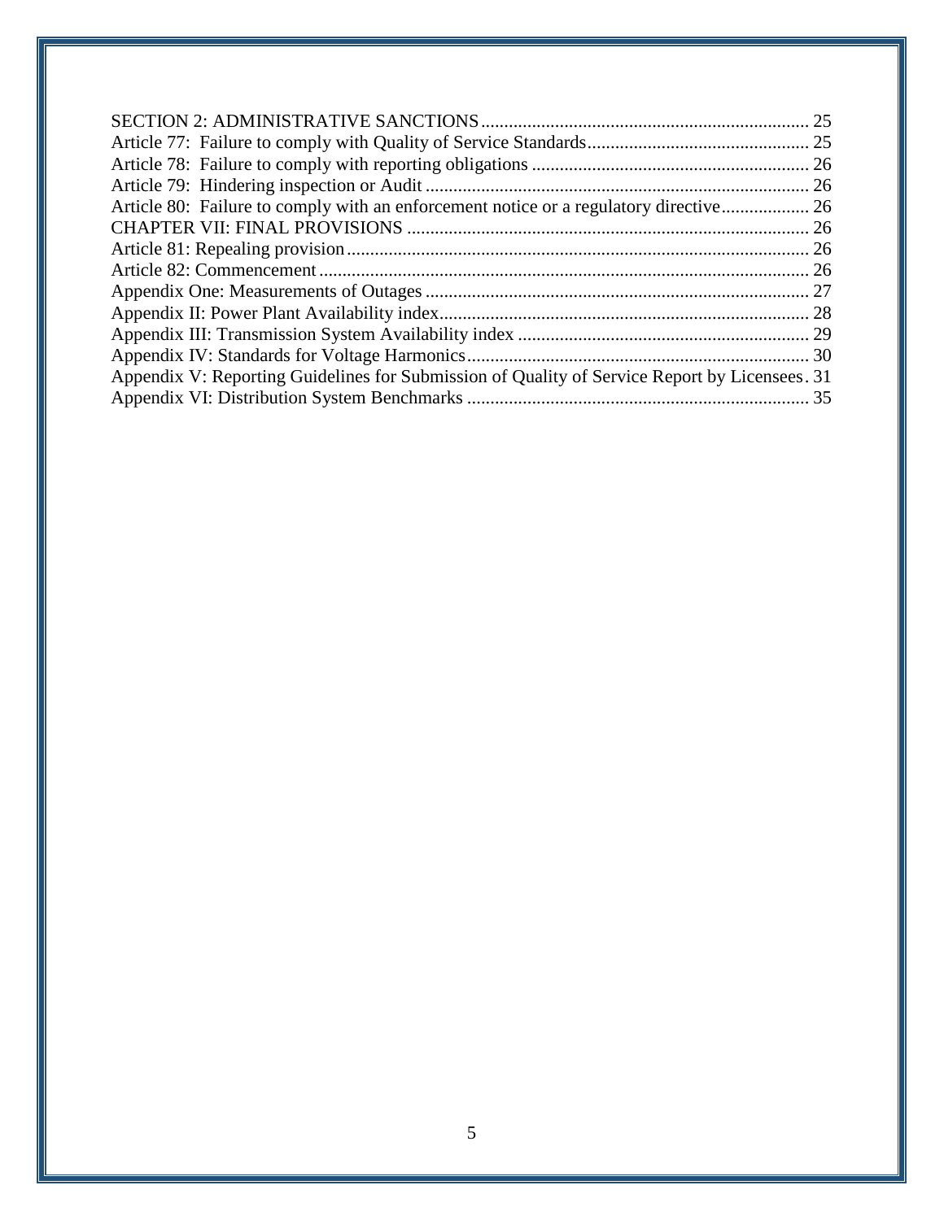SECTION 2: ADMINISTRATIVE SANCTIONS ........ 25
Article 77: Failure to comply with Quality of Service Standards ........ 25
Article 78: Failure to comply with reporting obligations ........ 26
Article 79: Hindering inspection or Audit ........ 26
Article 80: Failure to comply with an enforcement notice or a regulatory directive ........ 26
CHAPTER VII: FINAL PROVISIONS ........ 26
Article 81: Repealing provision ........ 26
Article 82: Commencement ........ 26
Appendix One: Measurements of Outages ........ 27
Appendix II: Power Plant Availability index ........ 28
Appendix III: Transmission System Availability index ........ 29
Appendix IV: Standards for Voltage Harmonics ........ 30
Appendix V: Reporting Guidelines for Submission of Quality of Service Report by Licensees ........ 31
Appendix VI: Distribution System Benchmarks ........ 35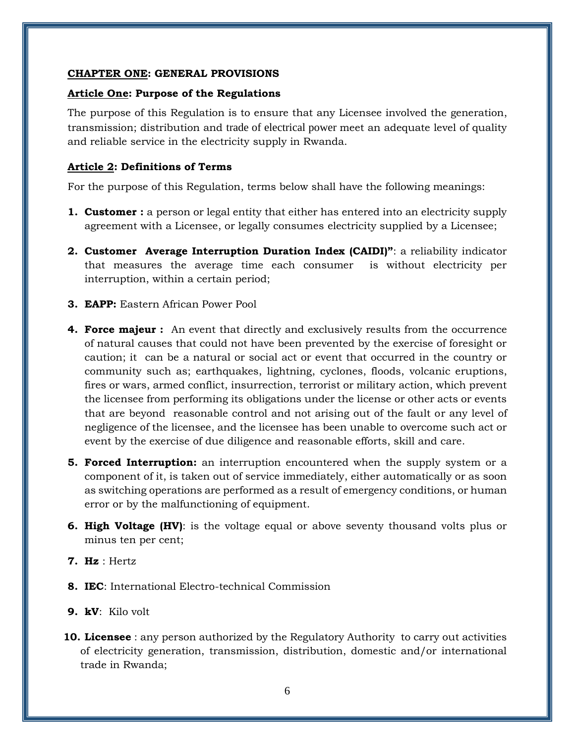**CHAPTER ONE: GENERAL PROVISIONS**

**Article One: Purpose of the Regulations**

The purpose of this Regulation is to ensure that any Licensee involved the generation, transmission; distribution and trade of electrical power meet an adequate level of quality and reliable service in the electricity supply in Rwanda.

**Article 2: Definitions of Terms**

For the purpose of this Regulation, terms below shall have the following meanings:

1. **Customer :** a person or legal entity that either has entered into an electricity supply agreement with a Licensee, or legally consumes electricity supplied by a Licensee;
2. **Customer Average Interruption Duration Index (CAIDI)"**: a reliability indicator that measures the average time each consumer is without electricity per interruption, within a certain period;
3. **EAPP:** Eastern African Power Pool
4. **Force majeur :** An event that directly and exclusively results from the occurrence of natural causes that could not have been prevented by the exercise of foresight or caution; it can be a natural or social act or event that occurred in the country or community such as; earthquakes, lightning, cyclones, floods, volcanic eruptions, fires or wars, armed conflict, insurrection, terrorist or military action, which prevent the licensee from performing its obligations under the license or other acts or events that are beyond reasonable control and not arising out of the fault or any level of negligence of the licensee, and the licensee has been unable to overcome such act or event by the exercise of due diligence and reasonable efforts, skill and care.
5. **Forced Interruption:** an interruption encountered when the supply system or a component of it, is taken out of service immediately, either automatically or as soon as switching operations are performed as a result of emergency conditions, or human error or by the malfunctioning of equipment.
6. **High Voltage (HV)**: is the voltage equal or above seventy thousand volts plus or minus ten per cent;
7. **Hz** : Hertz
8. **IEC**: International Electro-technical Commission
9. **kV**: Kilo volt
10. **Licensee** : any person authorized by the Regulatory Authority to carry out activities of electricity generation, transmission, distribution, domestic and/or international trade in Rwanda;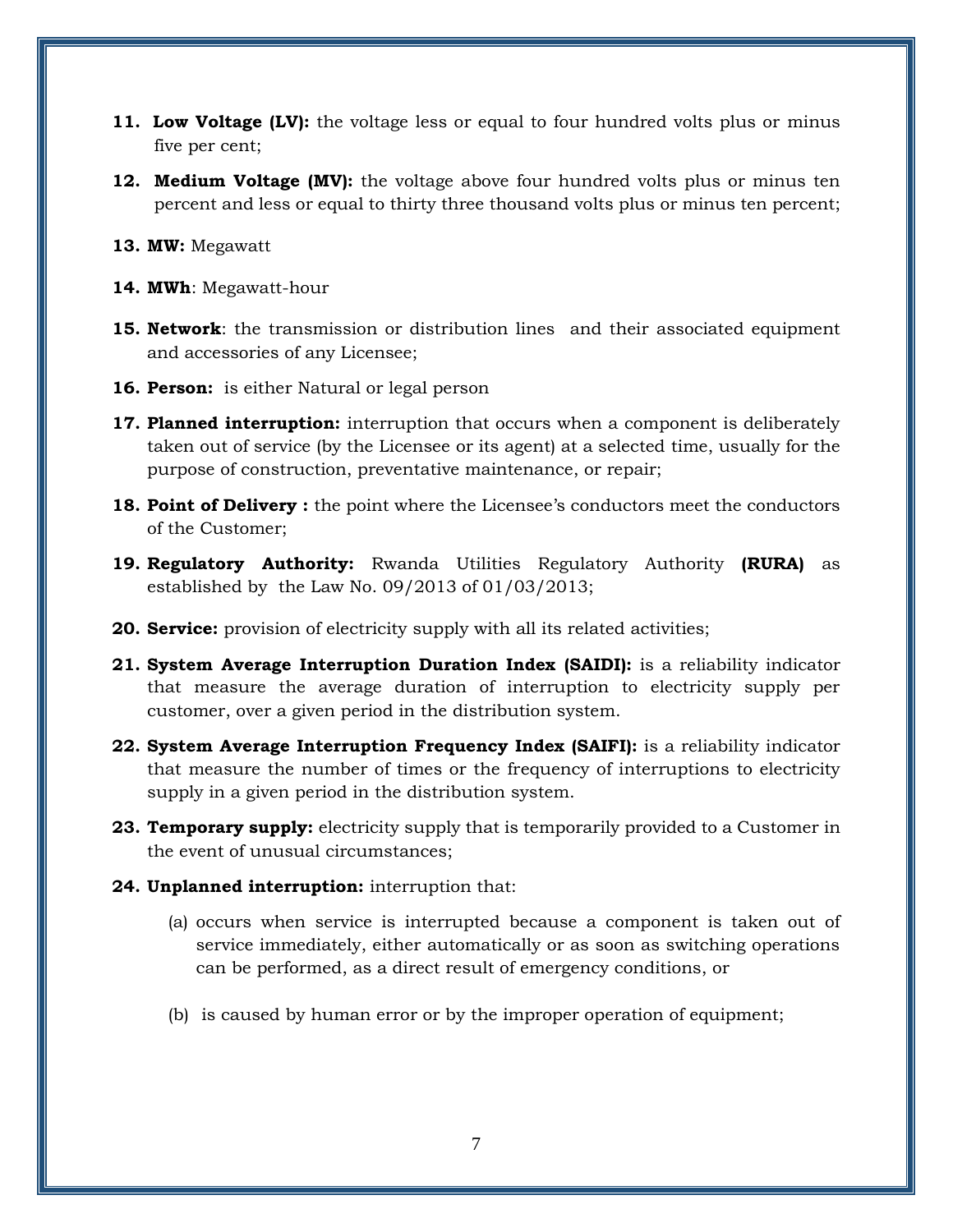11. **Low Voltage (LV):** the voltage less or equal to four hundred volts plus or minus five per cent;

12. **Medium Voltage (MV):** the voltage above four hundred volts plus or minus ten percent and less or equal to thirty three thousand volts plus or minus ten percent;

13. **MW:** Megawatt

14. **MWh**: Megawatt-hour

15. **Network**: the transmission or distribution lines and their associated equipment and accessories of any Licensee;

16. **Person:** is either Natural or legal person

17. **Planned interruption:** interruption that occurs when a component is deliberately taken out of service (by the Licensee or its agent) at a selected time, usually for the purpose of construction, preventative maintenance, or repair;

18. **Point of Delivery :** the point where the Licensee's conductors meet the conductors of the Customer;

19. **Regulatory Authority:** Rwanda Utilities Regulatory Authority **(RURA)** as established by the Law No. 09/2013 of 01/03/2013;

20. **Service:** provision of electricity supply with all its related activities;

21. **System Average Interruption Duration Index (SAIDI):** is a reliability indicator that measure the average duration of interruption to electricity supply per customer, over a given period in the distribution system.

22. **System Average Interruption Frequency Index (SAIFI):** is a reliability indicator that measure the number of times or the frequency of interruptions to electricity supply in a given period in the distribution system.

23. **Temporary supply:** electricity supply that is temporarily provided to a Customer in the event of unusual circumstances;

24. **Unplanned interruption:** interruption that:

    (a) occurs when service is interrupted because a component is taken out of service immediately, either automatically or as soon as switching operations can be performed, as a direct result of emergency conditions, or

    (b) is caused by human error or by the improper operation of equipment;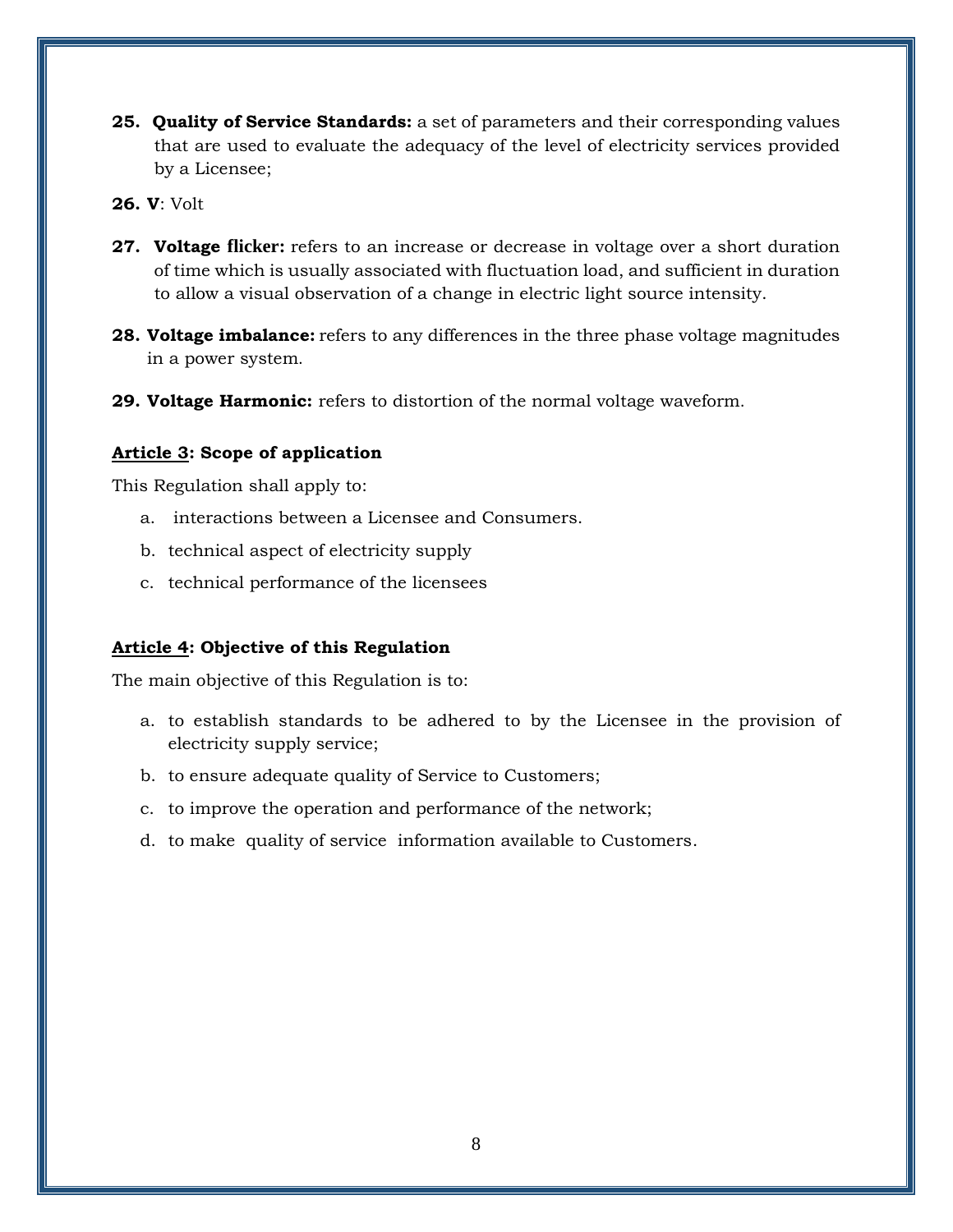25. **Quality of Service Standards:** a set of parameters and their corresponding values that are used to evaluate the adequacy of the level of electricity services provided by a Licensee;

26. **V**: Volt

27. **Voltage flicker:** refers to an increase or decrease in voltage over a short duration of time which is usually associated with fluctuation load, and sufficient in duration to allow a visual observation of a change in electric light source intensity.

28. **Voltage imbalance:** refers to any differences in the three phase voltage magnitudes in a power system.

29. **Voltage Harmonic:** refers to distortion of the normal voltage waveform.

### **<u>Article 3</u>: Scope of application**

This Regulation shall apply to:

a. interactions between a Licensee and Consumers.

b. technical aspect of electricity supply

c. technical performance of the licensees

### **<u>Article 4</u>: Objective of this Regulation**

The main objective of this Regulation is to:

a. to establish standards to be adhered to by the Licensee in the provision of electricity supply service;

b. to ensure adequate quality of Service to Customers;

c. to improve the operation and performance of the network;

d. to make quality of service information available to Customers.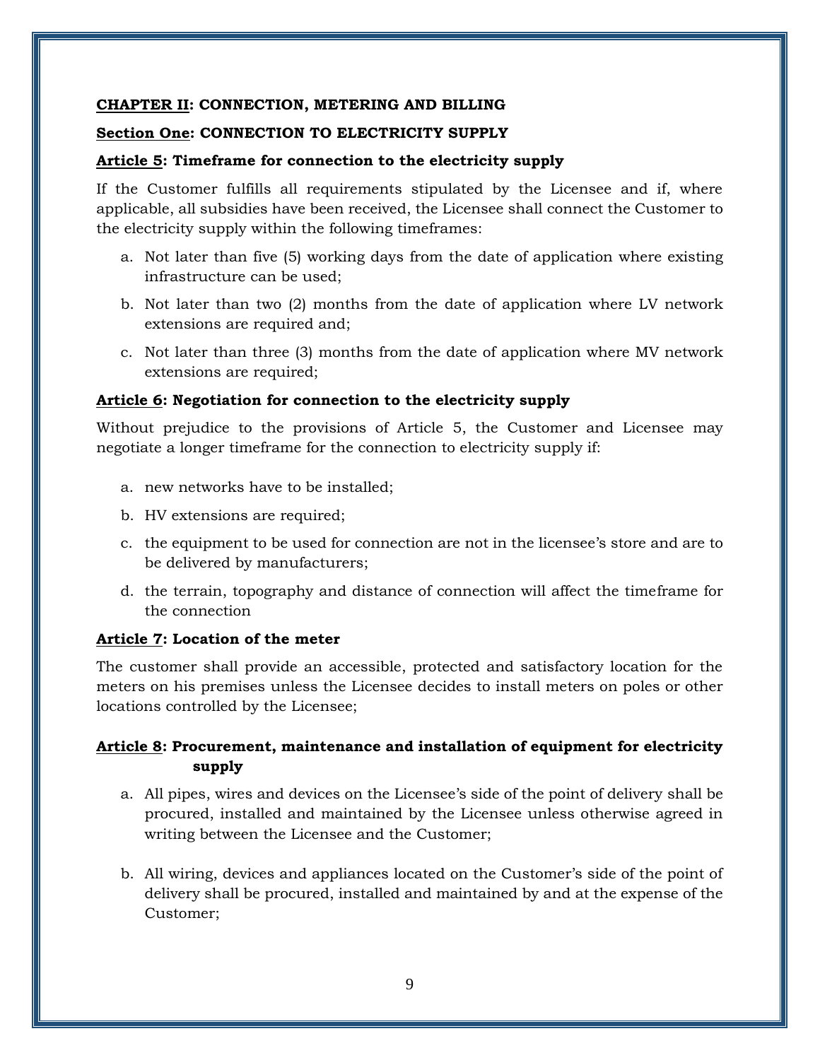## **<u>CHAPTER II</u>: CONNECTION, METERING AND BILLING**

### **<u>Section One</u>: CONNECTION TO ELECTRICITY SUPPLY**

#### **<u>Article 5</u>: Timeframe for connection to the electricity supply**

If the Customer fulfills all requirements stipulated by the Licensee and if, where applicable, all subsidies have been received, the Licensee shall connect the Customer to the electricity supply within the following timeframes:

a. Not later than five (5) working days from the date of application where existing infrastructure can be used;

b. Not later than two (2) months from the date of application where LV network extensions are required and;

c. Not later than three (3) months from the date of application where MV network extensions are required;

#### **<u>Article 6</u>: Negotiation for connection to the electricity supply**

Without prejudice to the provisions of Article 5, the Customer and Licensee may negotiate a longer timeframe for the connection to electricity supply if:

a. new networks have to be installed;

b. HV extensions are required;

c. the equipment to be used for connection are not in the licensee's store and are to be delivered by manufacturers;

d. the terrain, topography and distance of connection will affect the timeframe for the connection

#### **<u>Article 7</u>: Location of the meter**

The customer shall provide an accessible, protected and satisfactory location for the meters on his premises unless the Licensee decides to install meters on poles or other locations controlled by the Licensee;

#### **<u>Article 8</u>: Procurement, maintenance and installation of equipment for electricity supply**

a. All pipes, wires and devices on the Licensee's side of the point of delivery shall be procured, installed and maintained by the Licensee unless otherwise agreed in writing between the Licensee and the Customer;

b. All wiring, devices and appliances located on the Customer's side of the point of delivery shall be procured, installed and maintained by and at the expense of the Customer;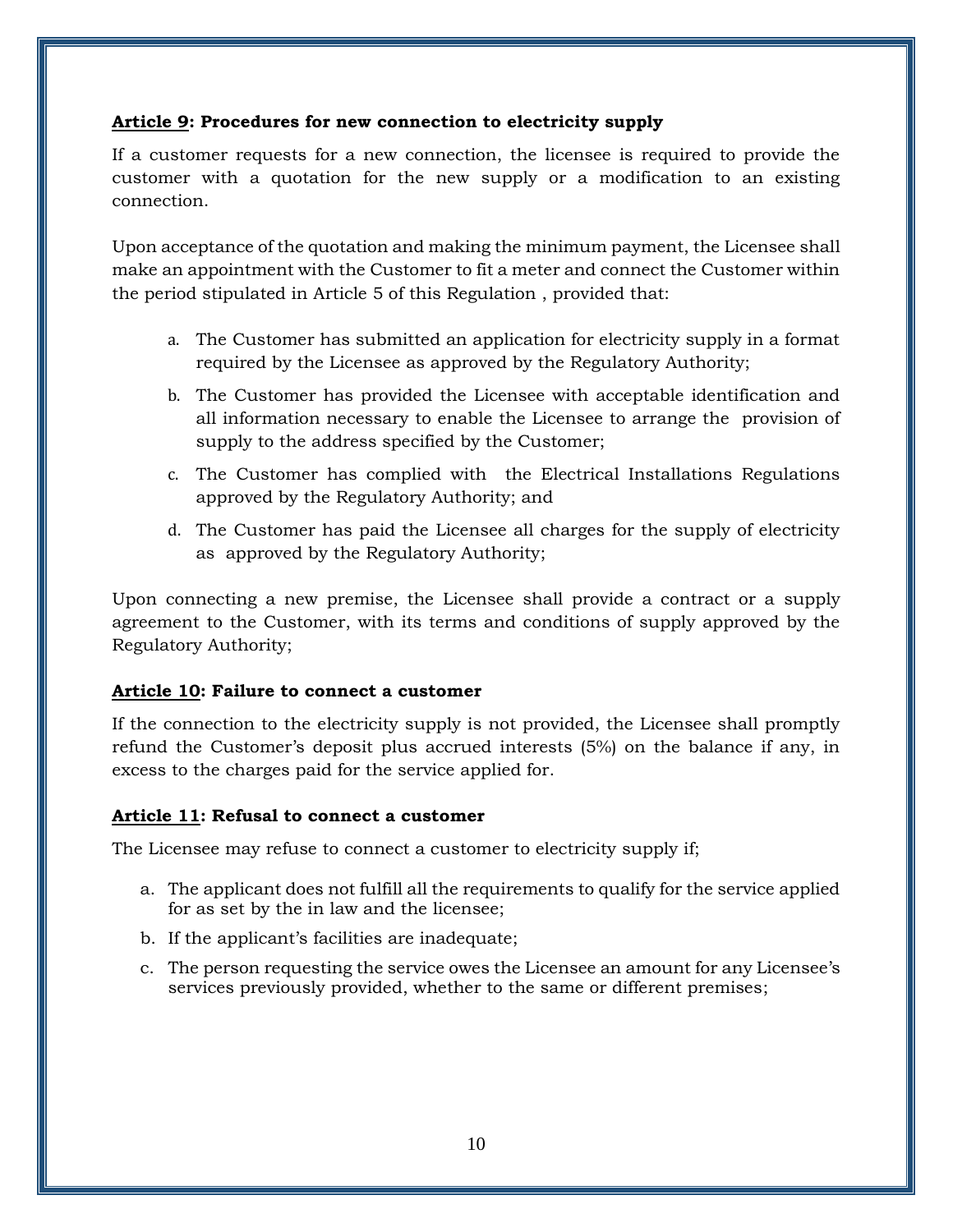**Article 9: Procedures for new connection to electricity supply**

If a customer requests for a new connection, the licensee is required to provide the customer with a quotation for the new supply or a modification to an existing connection.

Upon acceptance of the quotation and making the minimum payment, the Licensee shall make an appointment with the Customer to fit a meter and connect the Customer within the period stipulated in Article 5 of this Regulation , provided that:

a. The Customer has submitted an application for electricity supply in a format required by the Licensee as approved by the Regulatory Authority;
b. The Customer has provided the Licensee with acceptable identification and all information necessary to enable the Licensee to arrange the provision of supply to the address specified by the Customer;
c. The Customer has complied with the Electrical Installations Regulations approved by the Regulatory Authority; and
d. The Customer has paid the Licensee all charges for the supply of electricity as approved by the Regulatory Authority;

Upon connecting a new premise, the Licensee shall provide a contract or a supply agreement to the Customer, with its terms and conditions of supply approved by the Regulatory Authority;

**Article 10: Failure to connect a customer**

If the connection to the electricity supply is not provided, the Licensee shall promptly refund the Customer's deposit plus accrued interests (5%) on the balance if any, in excess to the charges paid for the service applied for.

**Article 11: Refusal to connect a customer**

The Licensee may refuse to connect a customer to electricity supply if;

a. The applicant does not fulfill all the requirements to qualify for the service applied for as set by the in law and the licensee;
b. If the applicant's facilities are inadequate;
c. The person requesting the service owes the Licensee an amount for any Licensee's services previously provided, whether to the same or different premises;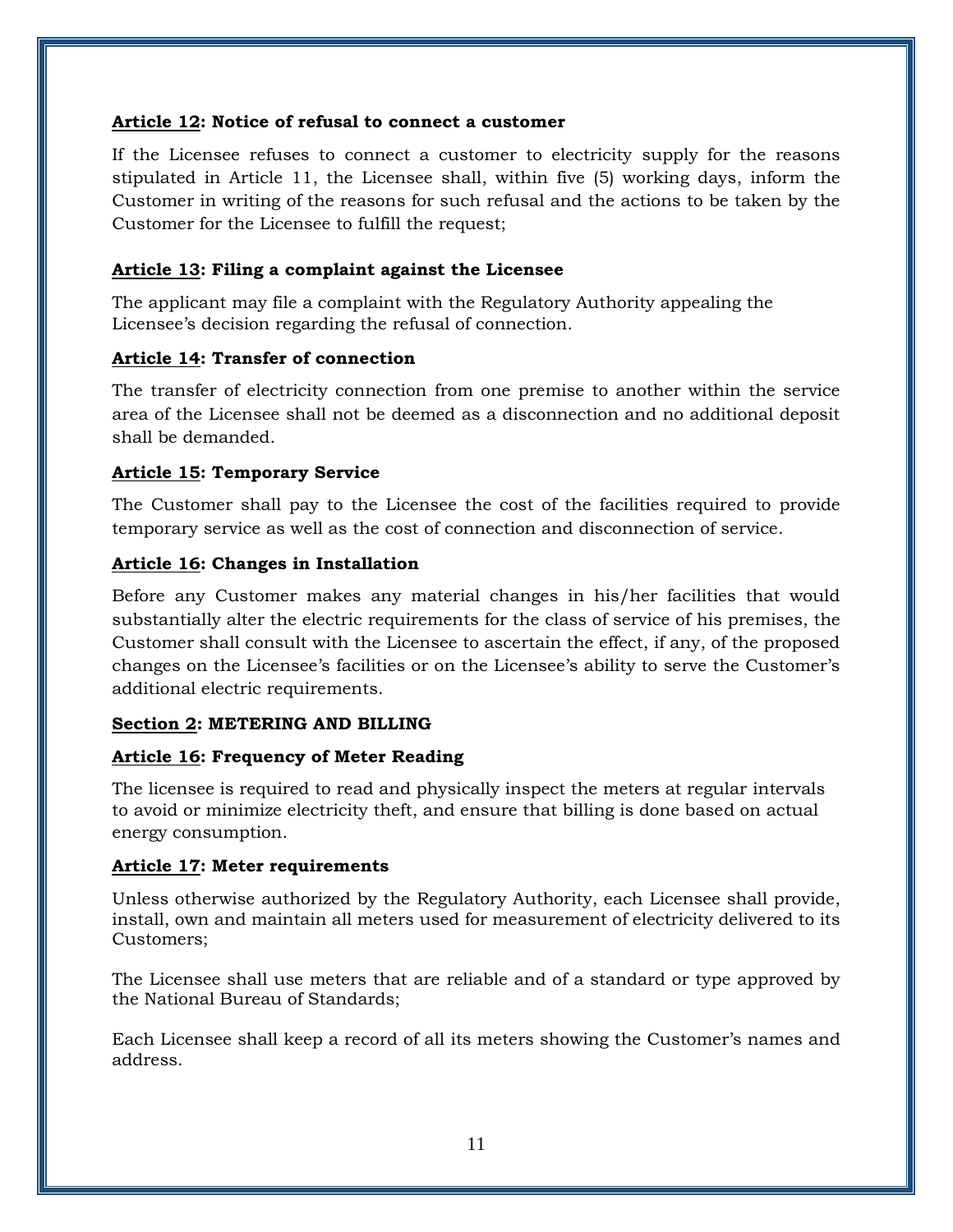**<u>Article 12</u>: Notice of refusal to connect a customer**

If the Licensee refuses to connect a customer to electricity supply for the reasons stipulated in Article 11, the Licensee shall, within five (5) working days, inform the Customer in writing of the reasons for such refusal and the actions to be taken by the Customer for the Licensee to fulfill the request;

**<u>Article 13</u>: Filing a complaint against the Licensee**

The applicant may file a complaint with the Regulatory Authority appealing the Licensee's decision regarding the refusal of connection.

**<u>Article 14</u>: Transfer of connection**

The transfer of electricity connection from one premise to another within the service area of the Licensee shall not be deemed as a disconnection and no additional deposit shall be demanded.

**<u>Article 15</u>: Temporary Service**

The Customer shall pay to the Licensee the cost of the facilities required to provide temporary service as well as the cost of connection and disconnection of service.

**<u>Article 16</u>: Changes in Installation**

Before any Customer makes any material changes in his/her facilities that would substantially alter the electric requirements for the class of service of his premises, the Customer shall consult with the Licensee to ascertain the effect, if any, of the proposed changes on the Licensee's facilities or on the Licensee's ability to serve the Customer's additional electric requirements.

**<u>Section 2</u>: METERING AND BILLING**

**<u>Article 16</u>: Frequency of Meter Reading**

The licensee is required to read and physically inspect the meters at regular intervals to avoid or minimize electricity theft, and ensure that billing is done based on actual energy consumption.

**<u>Article 17</u>: Meter requirements**

Unless otherwise authorized by the Regulatory Authority, each Licensee shall provide, install, own and maintain all meters used for measurement of electricity delivered to its Customers;

The Licensee shall use meters that are reliable and of a standard or type approved by the National Bureau of Standards;

Each Licensee shall keep a record of all its meters showing the Customer's names and address.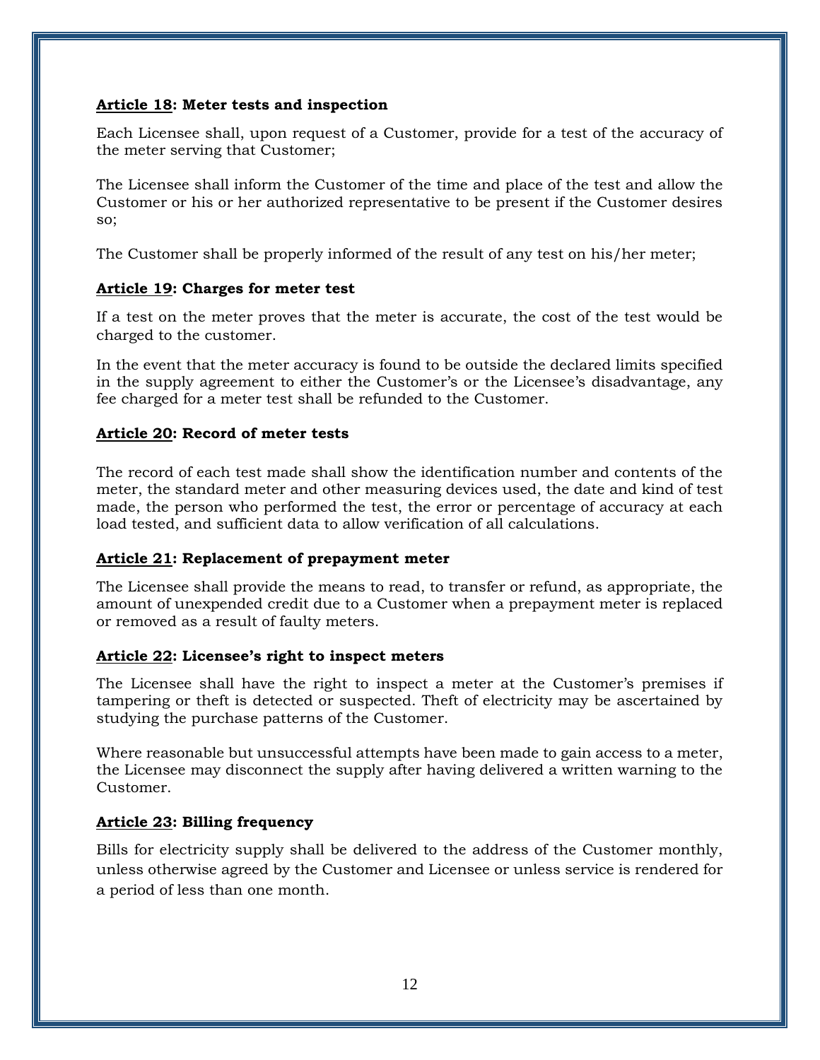### **Article 18: Meter tests and inspection**

Each Licensee shall, upon request of a Customer, provide for a test of the accuracy of the meter serving that Customer;

The Licensee shall inform the Customer of the time and place of the test and allow the Customer or his or her authorized representative to be present if the Customer desires so;

The Customer shall be properly informed of the result of any test on his/her meter;

### **Article 19: Charges for meter test**

If a test on the meter proves that the meter is accurate, the cost of the test would be charged to the customer.

In the event that the meter accuracy is found to be outside the declared limits specified in the supply agreement to either the Customer's or the Licensee's disadvantage, any fee charged for a meter test shall be refunded to the Customer.

### **Article 20: Record of meter tests**

The record of each test made shall show the identification number and contents of the meter, the standard meter and other measuring devices used, the date and kind of test made, the person who performed the test, the error or percentage of accuracy at each load tested, and sufficient data to allow verification of all calculations.

### **Article 21: Replacement of prepayment meter**

The Licensee shall provide the means to read, to transfer or refund, as appropriate, the amount of unexpended credit due to a Customer when a prepayment meter is replaced or removed as a result of faulty meters.

### **Article 22: Licensee's right to inspect meters**

The Licensee shall have the right to inspect a meter at the Customer's premises if tampering or theft is detected or suspected. Theft of electricity may be ascertained by studying the purchase patterns of the Customer.

Where reasonable but unsuccessful attempts have been made to gain access to a meter, the Licensee may disconnect the supply after having delivered a written warning to the Customer.

### **Article 23: Billing frequency**

Bills for electricity supply shall be delivered to the address of the Customer monthly, unless otherwise agreed by the Customer and Licensee or unless service is rendered for a period of less than one month.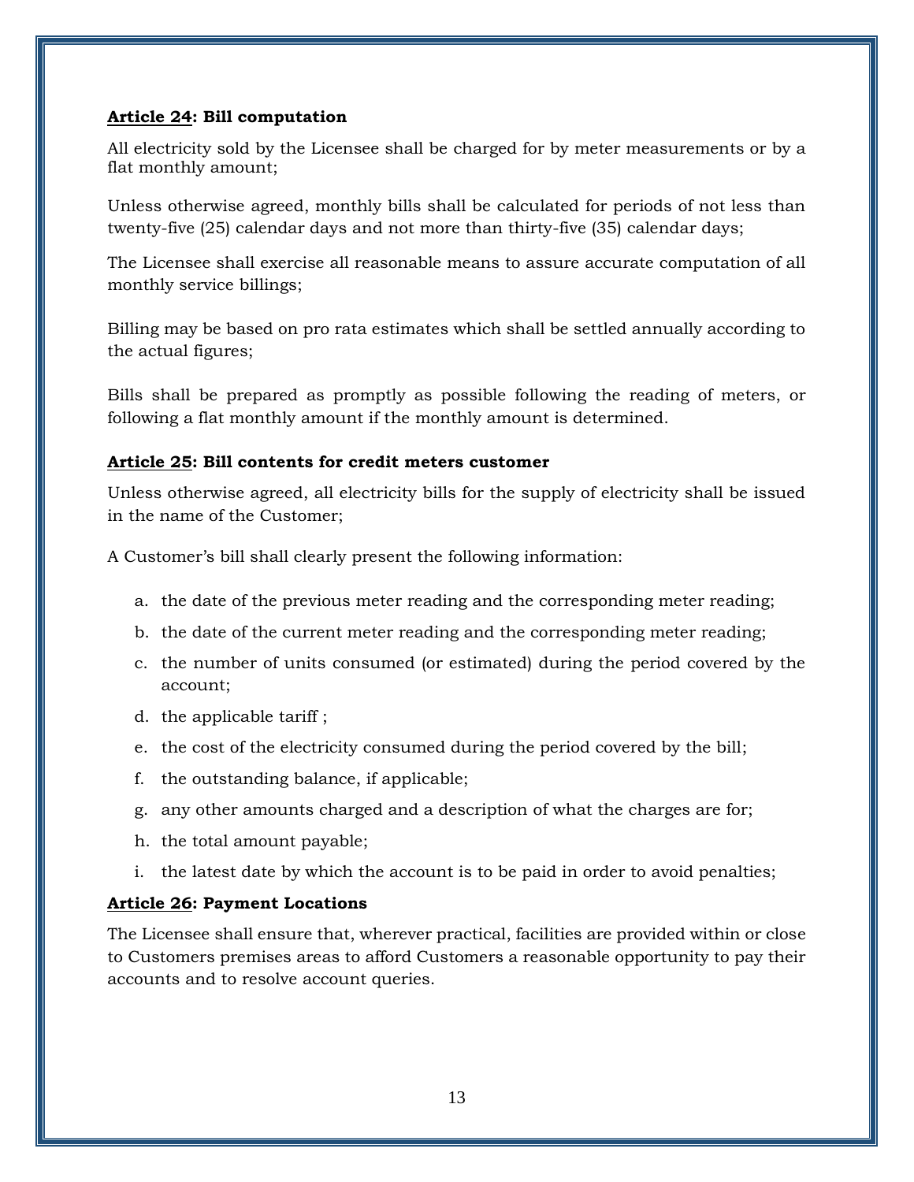**Article 24: Bill computation**

All electricity sold by the Licensee shall be charged for by meter measurements or by a flat monthly amount;

Unless otherwise agreed, monthly bills shall be calculated for periods of not less than twenty-five (25) calendar days and not more than thirty-five (35) calendar days;

The Licensee shall exercise all reasonable means to assure accurate computation of all monthly service billings;

Billing may be based on pro rata estimates which shall be settled annually according to the actual figures;

Bills shall be prepared as promptly as possible following the reading of meters, or following a flat monthly amount if the monthly amount is determined.

**Article 25: Bill contents for credit meters customer**

Unless otherwise agreed, all electricity bills for the supply of electricity shall be issued in the name of the Customer;

A Customer's bill shall clearly present the following information:

a. the date of the previous meter reading and the corresponding meter reading;
b. the date of the current meter reading and the corresponding meter reading;
c. the number of units consumed (or estimated) during the period covered by the account;
d. the applicable tariff ;
e. the cost of the electricity consumed during the period covered by the bill;
f. the outstanding balance, if applicable;
g. any other amounts charged and a description of what the charges are for;
h. the total amount payable;
i. the latest date by which the account is to be paid in order to avoid penalties;

**Article 26: Payment Locations**

The Licensee shall ensure that, wherever practical, facilities are provided within or close to Customers premises areas to afford Customers a reasonable opportunity to pay their accounts and to resolve account queries.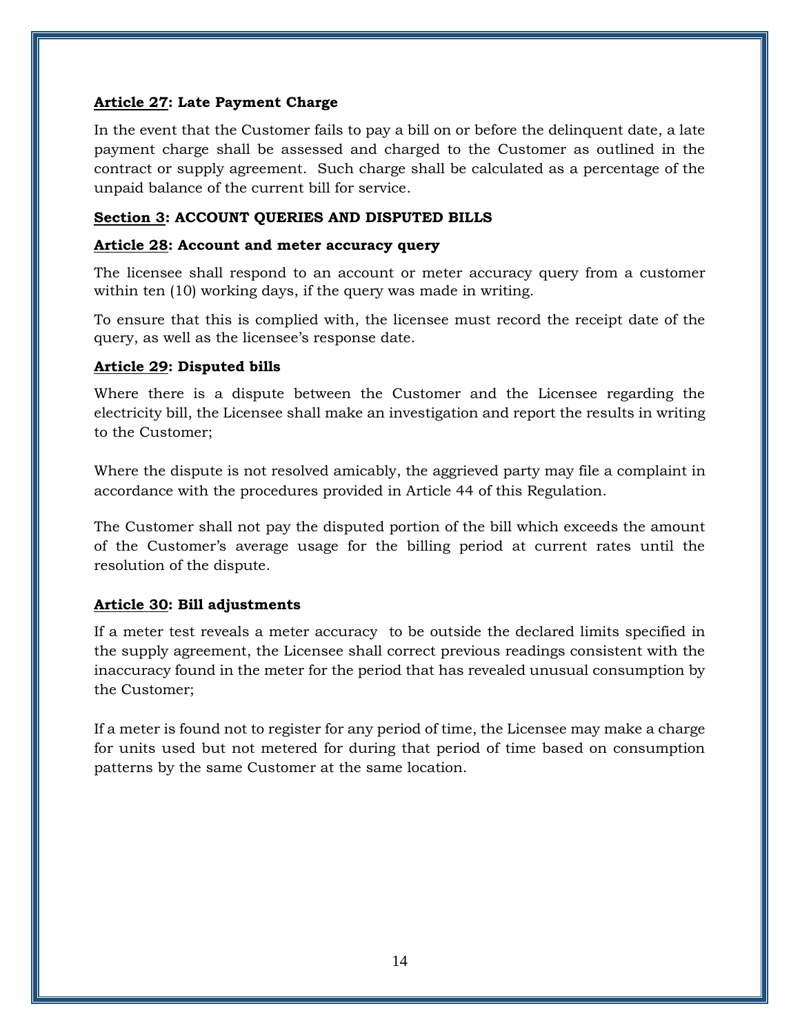**<u>Article 27</u>: Late Payment Charge**

In the event that the Customer fails to pay a bill on or before the delinquent date, a late payment charge shall be assessed and charged to the Customer as outlined in the contract or supply agreement. Such charge shall be calculated as a percentage of the unpaid balance of the current bill for service.

## <u>Section 3</u>: ACCOUNT QUERIES AND DISPUTED BILLS

**<u>Article 28</u>: Account and meter accuracy query**

The licensee shall respond to an account or meter accuracy query from a customer within ten (10) working days, if the query was made in writing.

To ensure that this is complied with, the licensee must record the receipt date of the query, as well as the licensee's response date.

**<u>Article 29</u>: Disputed bills**

Where there is a dispute between the Customer and the Licensee regarding the electricity bill, the Licensee shall make an investigation and report the results in writing to the Customer;

Where the dispute is not resolved amicably, the aggrieved party may file a complaint in accordance with the procedures provided in Article 44 of this Regulation.

The Customer shall not pay the disputed portion of the bill which exceeds the amount of the Customer's average usage for the billing period at current rates until the resolution of the dispute.

**<u>Article 30</u>: Bill adjustments**

If a meter test reveals a meter accuracy to be outside the declared limits specified in the supply agreement, the Licensee shall correct previous readings consistent with the inaccuracy found in the meter for the period that has revealed unusual consumption by the Customer;

If a meter is found not to register for any period of time, the Licensee may make a charge for units used but not metered for during that period of time based on consumption patterns by the same Customer at the same location.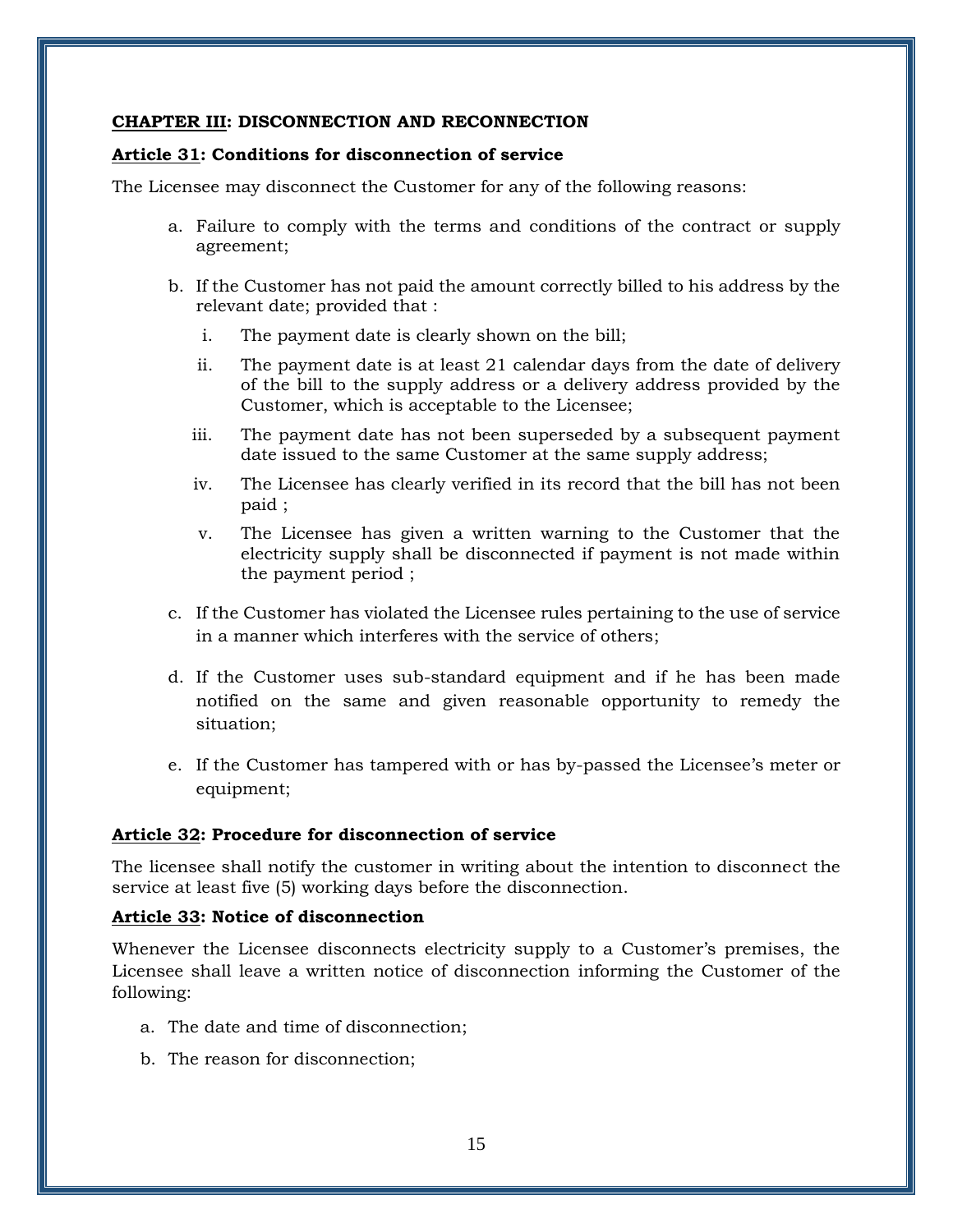## **CHAPTER III: DISCONNECTION AND RECONNECTION**

### **Article 31: Conditions for disconnection of service**

The Licensee may disconnect the Customer for any of the following reasons:

a. Failure to comply with the terms and conditions of the contract or supply agreement;

b. If the Customer has not paid the amount correctly billed to his address by the relevant date; provided that :

   i. The payment date is clearly shown on the bill;

   ii. The payment date is at least 21 calendar days from the date of delivery of the bill to the supply address or a delivery address provided by the Customer, which is acceptable to the Licensee;

   iii. The payment date has not been superseded by a subsequent payment date issued to the same Customer at the same supply address;

   iv. The Licensee has clearly verified in its record that the bill has not been paid ;

   v. The Licensee has given a written warning to the Customer that the electricity supply shall be disconnected if payment is not made within the payment period ;

c. If the Customer has violated the Licensee rules pertaining to the use of service in a manner which interferes with the service of others;

d. If the Customer uses sub-standard equipment and if he has been made notified on the same and given reasonable opportunity to remedy the situation;

e. If the Customer has tampered with or has by-passed the Licensee's meter or equipment;

### **Article 32: Procedure for disconnection of service**

The licensee shall notify the customer in writing about the intention to disconnect the service at least five (5) working days before the disconnection.

### **Article 33: Notice of disconnection**

Whenever the Licensee disconnects electricity supply to a Customer's premises, the Licensee shall leave a written notice of disconnection informing the Customer of the following:

a. The date and time of disconnection;

b. The reason for disconnection;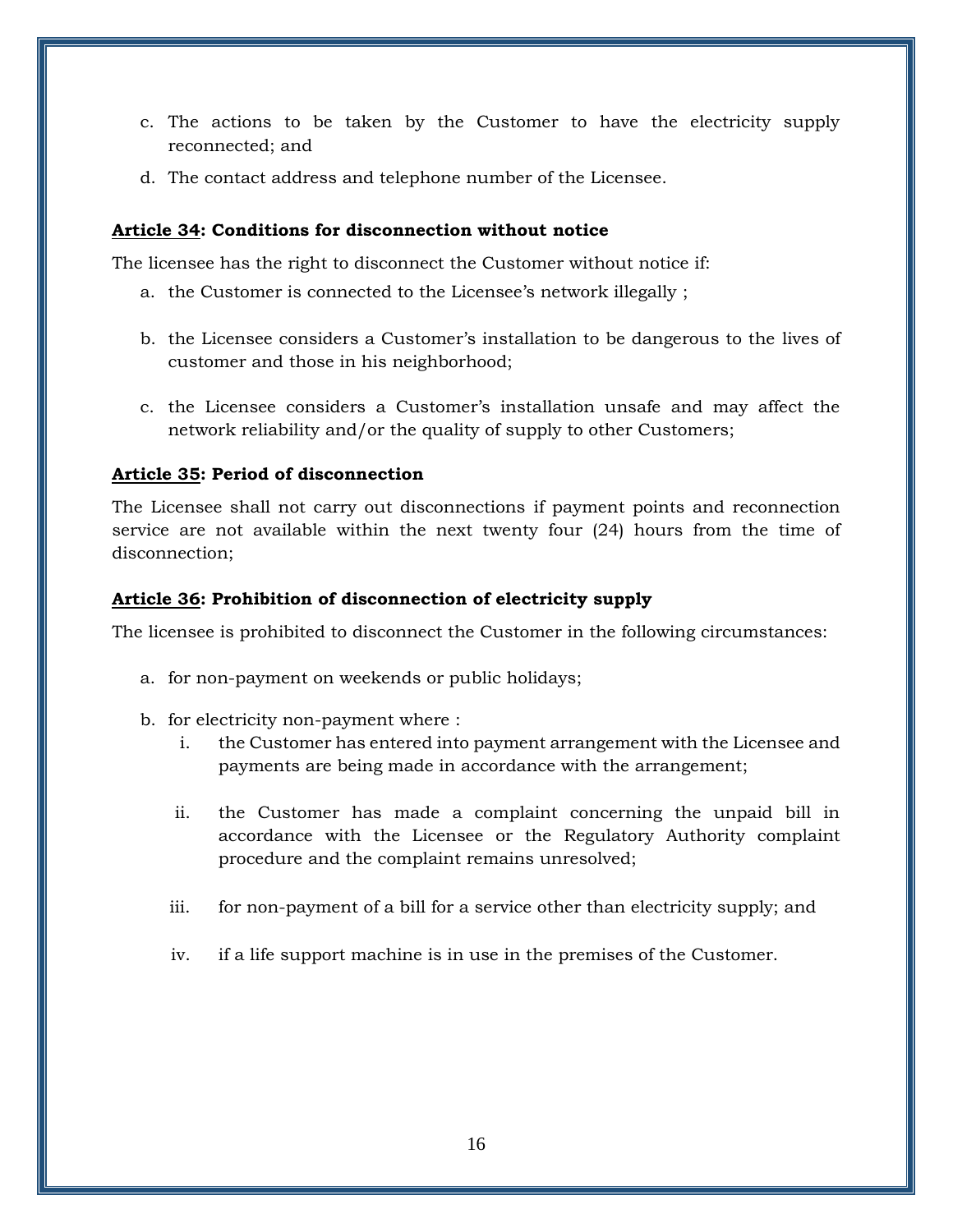c. The actions to be taken by the Customer to have the electricity supply reconnected; and

d. The contact address and telephone number of the Licensee.

**<u>Article 34</u>: Conditions for disconnection without notice**

The licensee has the right to disconnect the Customer without notice if:

a. the Customer is connected to the Licensee's network illegally ;

b. the Licensee considers a Customer's installation to be dangerous to the lives of customer and those in his neighborhood;

c. the Licensee considers a Customer's installation unsafe and may affect the network reliability and/or the quality of supply to other Customers;

**<u>Article 35</u>: Period of disconnection**

The Licensee shall not carry out disconnections if payment points and reconnection service are not available within the next twenty four (24) hours from the time of disconnection;

**<u>Article 36</u>: Prohibition of disconnection of electricity supply**

The licensee is prohibited to disconnect the Customer in the following circumstances:

a. for non-payment on weekends or public holidays;

b. for electricity non-payment where :

    i. the Customer has entered into payment arrangement with the Licensee and payments are being made in accordance with the arrangement;

    ii. the Customer has made a complaint concerning the unpaid bill in accordance with the Licensee or the Regulatory Authority complaint procedure and the complaint remains unresolved;

    iii. for non-payment of a bill for a service other than electricity supply; and

    iv. if a life support machine is in use in the premises of the Customer.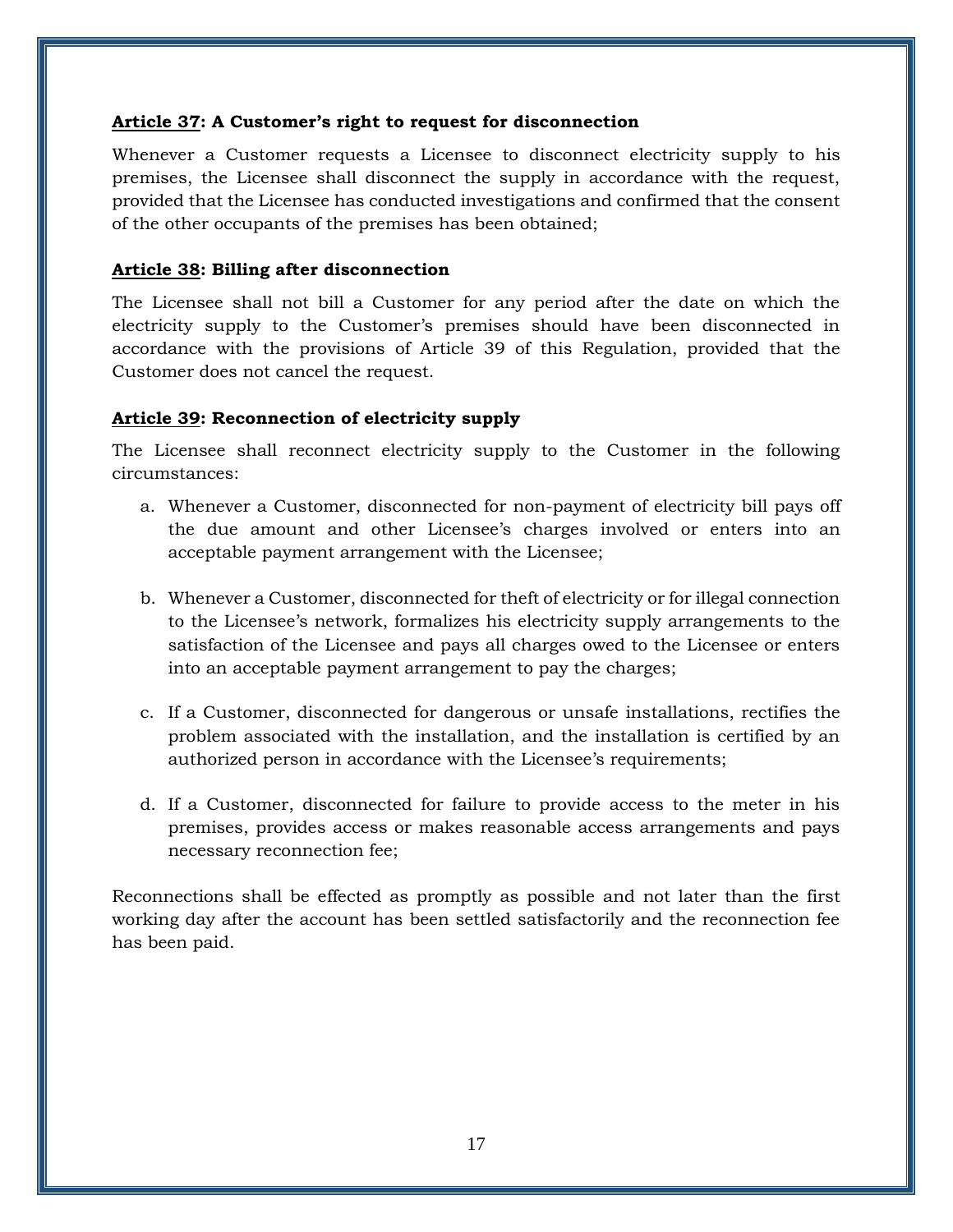**Article 37: A Customer's right to request for disconnection**

Whenever a Customer requests a Licensee to disconnect electricity supply to his premises, the Licensee shall disconnect the supply in accordance with the request, provided that the Licensee has conducted investigations and confirmed that the consent of the other occupants of the premises has been obtained;

**Article 38: Billing after disconnection**

The Licensee shall not bill a Customer for any period after the date on which the electricity supply to the Customer's premises should have been disconnected in accordance with the provisions of Article 39 of this Regulation, provided that the Customer does not cancel the request.

**Article 39: Reconnection of electricity supply**

The Licensee shall reconnect electricity supply to the Customer in the following circumstances:

a. Whenever a Customer, disconnected for non-payment of electricity bill pays off the due amount and other Licensee's charges involved or enters into an acceptable payment arrangement with the Licensee;

b. Whenever a Customer, disconnected for theft of electricity or for illegal connection to the Licensee's network, formalizes his electricity supply arrangements to the satisfaction of the Licensee and pays all charges owed to the Licensee or enters into an acceptable payment arrangement to pay the charges;

c. If a Customer, disconnected for dangerous or unsafe installations, rectifies the problem associated with the installation, and the installation is certified by an authorized person in accordance with the Licensee's requirements;

d. If a Customer, disconnected for failure to provide access to the meter in his premises, provides access or makes reasonable access arrangements and pays necessary reconnection fee;

Reconnections shall be effected as promptly as possible and not later than the first working day after the account has been settled satisfactorily and the reconnection fee has been paid.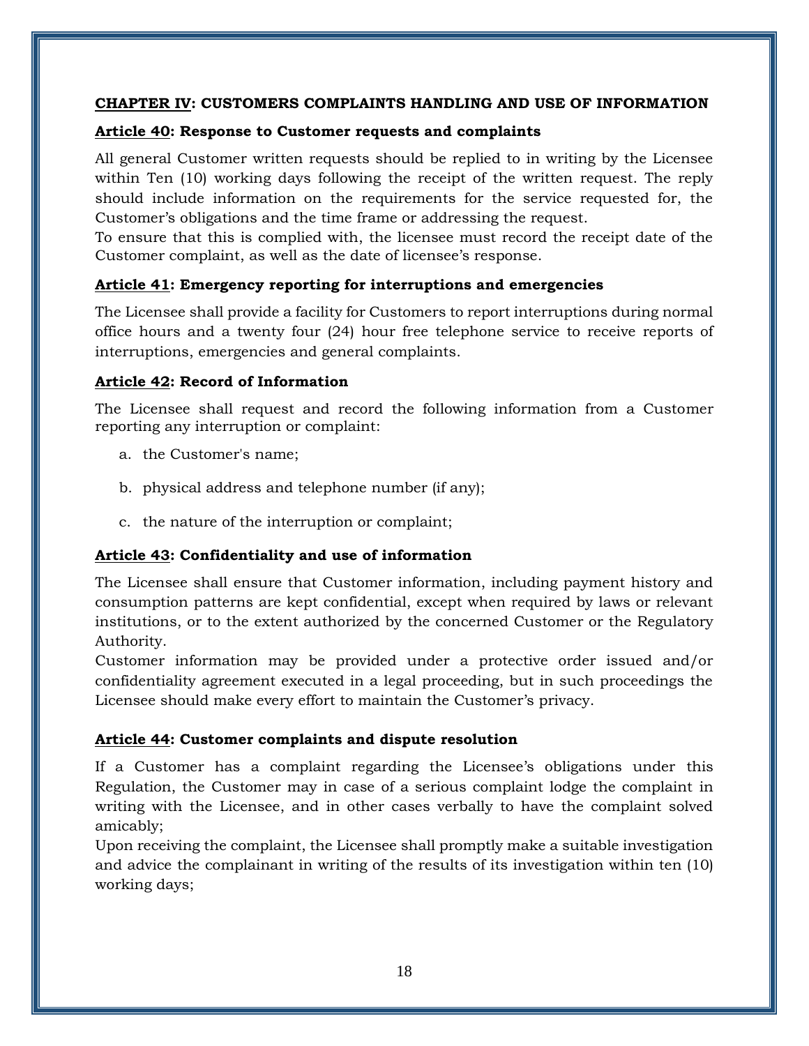## CHAPTER IV: CUSTOMERS COMPLAINTS HANDLING AND USE OF INFORMATION

### Article 40: Response to Customer requests and complaints

All general Customer written requests should be replied to in writing by the Licensee within Ten (10) working days following the receipt of the written request. The reply should include information on the requirements for the service requested for, the Customer's obligations and the time frame or addressing the request.
To ensure that this is complied with, the licensee must record the receipt date of the Customer complaint, as well as the date of licensee's response.

### Article 41: Emergency reporting for interruptions and emergencies

The Licensee shall provide a facility for Customers to report interruptions during normal office hours and a twenty four (24) hour free telephone service to receive reports of interruptions, emergencies and general complaints.

### Article 42: Record of Information

The Licensee shall request and record the following information from a Customer reporting any interruption or complaint:

a. the Customer's name;

b. physical address and telephone number (if any);

c. the nature of the interruption or complaint;

### Article 43: Confidentiality and use of information

The Licensee shall ensure that Customer information, including payment history and consumption patterns are kept confidential, except when required by laws or relevant institutions, or to the extent authorized by the concerned Customer or the Regulatory Authority.
Customer information may be provided under a protective order issued and/or confidentiality agreement executed in a legal proceeding, but in such proceedings the Licensee should make every effort to maintain the Customer's privacy.

### Article 44: Customer complaints and dispute resolution

If a Customer has a complaint regarding the Licensee's obligations under this Regulation, the Customer may in case of a serious complaint lodge the complaint in writing with the Licensee, and in other cases verbally to have the complaint solved amicably;
Upon receiving the complaint, the Licensee shall promptly make a suitable investigation and advice the complainant in writing of the results of its investigation within ten (10) working days;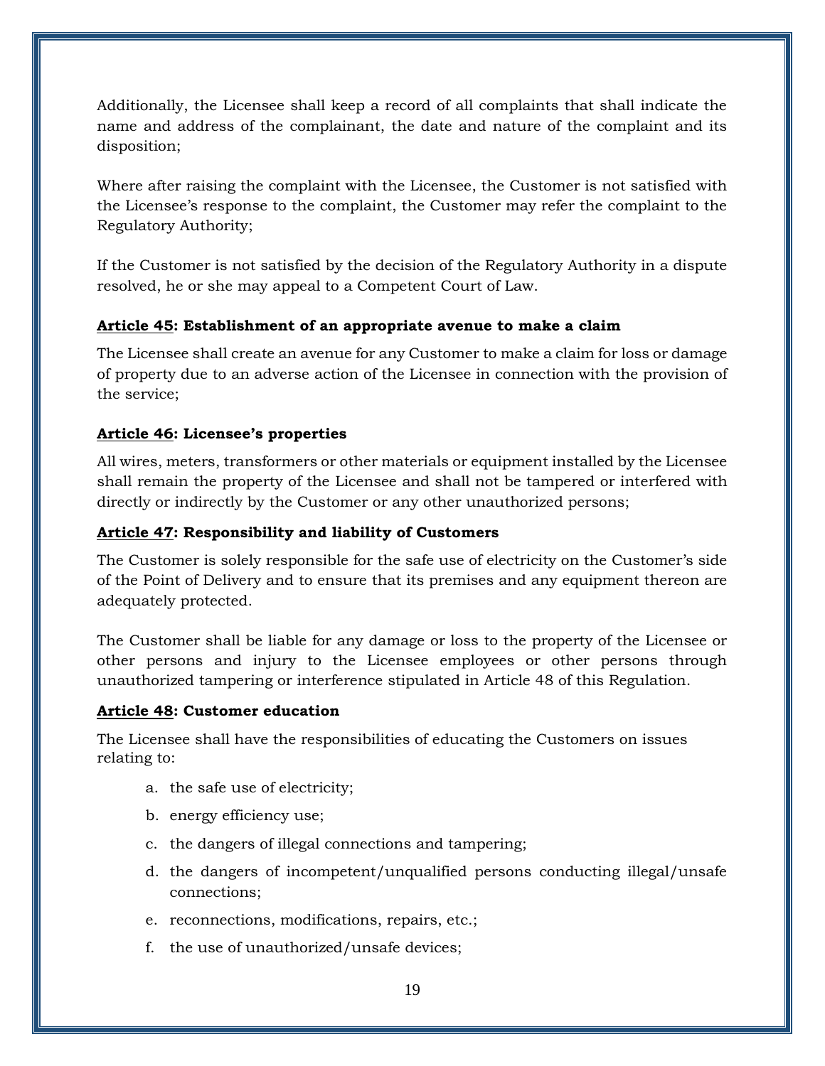Additionally, the Licensee shall keep a record of all complaints that shall indicate the name and address of the complainant, the date and nature of the complaint and its disposition;

Where after raising the complaint with the Licensee, the Customer is not satisfied with the Licensee's response to the complaint, the Customer may refer the complaint to the Regulatory Authority;

If the Customer is not satisfied by the decision of the Regulatory Authority in a dispute resolved, he or she may appeal to a Competent Court of Law.

### <u>Article 45</u>: Establishment of an appropriate avenue to make a claim

The Licensee shall create an avenue for any Customer to make a claim for loss or damage of property due to an adverse action of the Licensee in connection with the provision of the service;

### <u>Article 46</u>: Licensee's properties

All wires, meters, transformers or other materials or equipment installed by the Licensee shall remain the property of the Licensee and shall not be tampered or interfered with directly or indirectly by the Customer or any other unauthorized persons;

### <u>Article 47</u>: Responsibility and liability of Customers

The Customer is solely responsible for the safe use of electricity on the Customer's side of the Point of Delivery and to ensure that its premises and any equipment thereon are adequately protected.

The Customer shall be liable for any damage or loss to the property of the Licensee or other persons and injury to the Licensee employees or other persons through unauthorized tampering or interference stipulated in Article 48 of this Regulation.

### <u>Article 48</u>: Customer education

The Licensee shall have the responsibilities of educating the Customers on issues relating to:

a. the safe use of electricity;
b. energy efficiency use;
c. the dangers of illegal connections and tampering;
d. the dangers of incompetent/unqualified persons conducting illegal/unsafe connections;
e. reconnections, modifications, repairs, etc.;
f. the use of unauthorized/unsafe devices;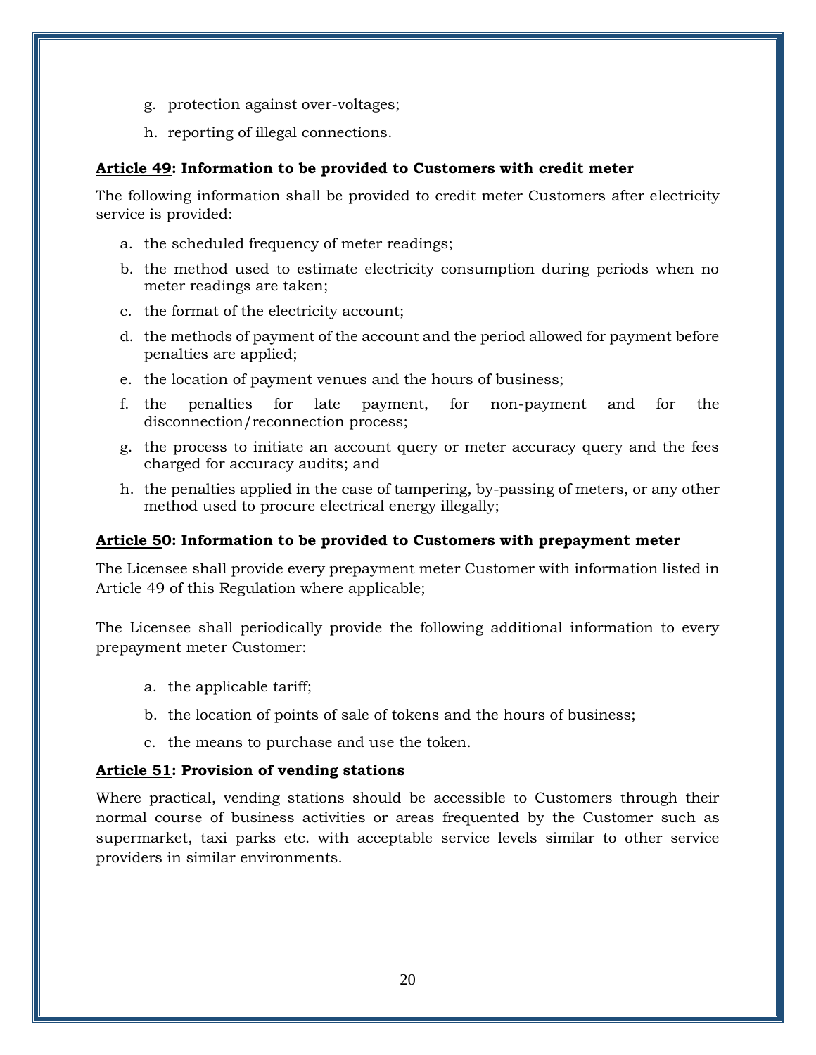g. protection against over-voltages;

h. reporting of illegal connections.

**Article 49: Information to be provided to Customers with credit meter**

The following information shall be provided to credit meter Customers after electricity service is provided:

a. the scheduled frequency of meter readings;

b. the method used to estimate electricity consumption during periods when no meter readings are taken;

c. the format of the electricity account;

d. the methods of payment of the account and the period allowed for payment before penalties are applied;

e. the location of payment venues and the hours of business;

f. the penalties for late payment, for non-payment and for the disconnection/reconnection process;

g. the process to initiate an account query or meter accuracy query and the fees charged for accuracy audits; and

h. the penalties applied in the case of tampering, by-passing of meters, or any other method used to procure electrical energy illegally;

**Article 50: Information to be provided to Customers with prepayment meter**

The Licensee shall provide every prepayment meter Customer with information listed in Article 49 of this Regulation where applicable;

The Licensee shall periodically provide the following additional information to every prepayment meter Customer:

a. the applicable tariff;

b. the location of points of sale of tokens and the hours of business;

c. the means to purchase and use the token.

**Article 51: Provision of vending stations**

Where practical, vending stations should be accessible to Customers through their normal course of business activities or areas frequented by the Customer such as supermarket, taxi parks etc. with acceptable service levels similar to other service providers in similar environments.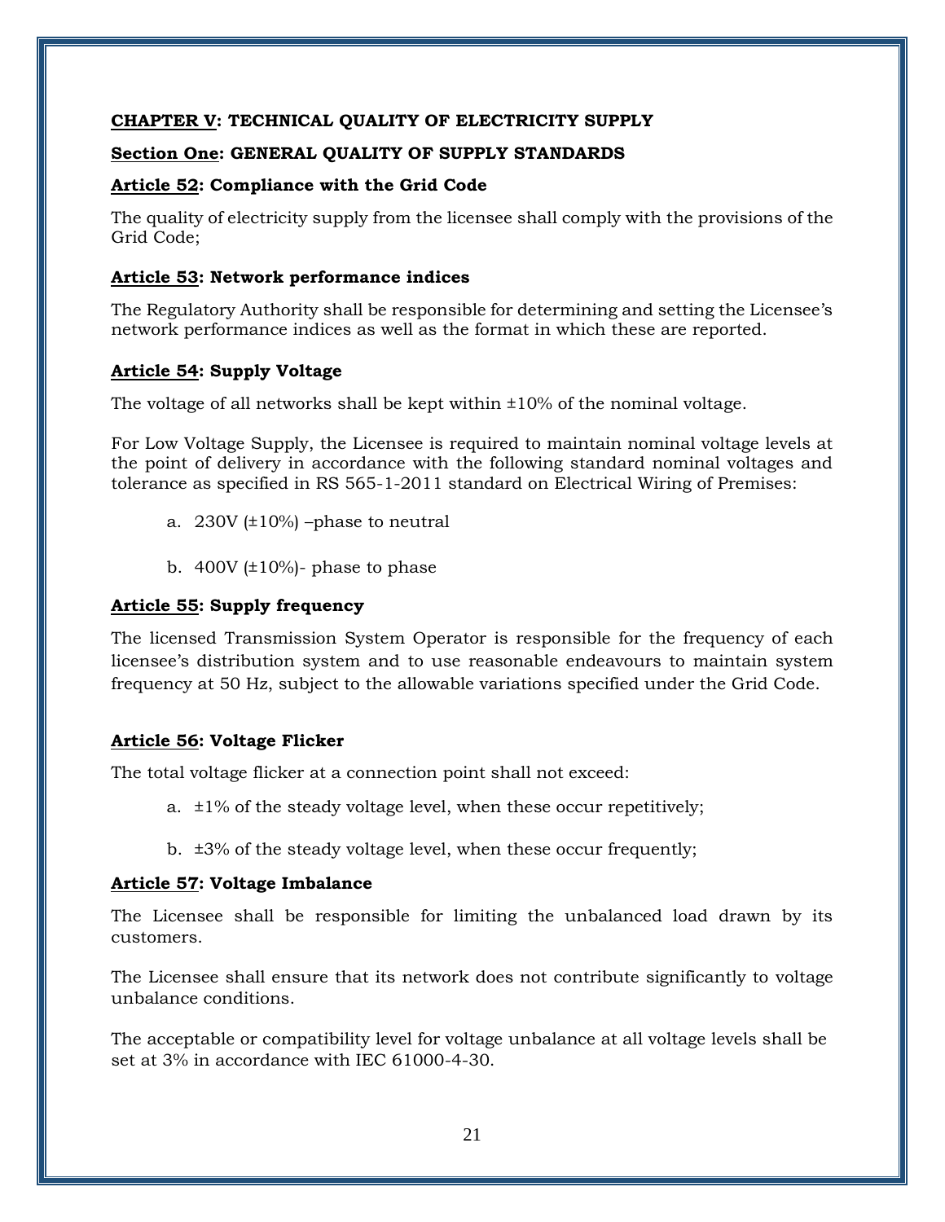## **CHAPTER V: TECHNICAL QUALITY OF ELECTRICITY SUPPLY**

### **Section One: GENERAL QUALITY OF SUPPLY STANDARDS**

#### **Article 52: Compliance with the Grid Code**

The quality of electricity supply from the licensee shall comply with the provisions of the Grid Code;

#### **Article 53: Network performance indices**

The Regulatory Authority shall be responsible for determining and setting the Licensee's network performance indices as well as the format in which these are reported.

#### **Article 54: Supply Voltage**

The voltage of all networks shall be kept within ±10% of the nominal voltage.

For Low Voltage Supply, the Licensee is required to maintain nominal voltage levels at the point of delivery in accordance with the following standard nominal voltages and tolerance as specified in RS 565-1-2011 standard on Electrical Wiring of Premises:

a. 230V (±10%) –phase to neutral

b. 400V (±10%)- phase to phase

#### **Article 55: Supply frequency**

The licensed Transmission System Operator is responsible for the frequency of each licensee's distribution system and to use reasonable endeavours to maintain system frequency at 50 Hz, subject to the allowable variations specified under the Grid Code.

#### **Article 56: Voltage Flicker**

The total voltage flicker at a connection point shall not exceed:

a. ±1% of the steady voltage level, when these occur repetitively;

b. ±3% of the steady voltage level, when these occur frequently;

#### **Article 57: Voltage Imbalance**

The Licensee shall be responsible for limiting the unbalanced load drawn by its customers.

The Licensee shall ensure that its network does not contribute significantly to voltage unbalance conditions.

The acceptable or compatibility level for voltage unbalance at all voltage levels shall be set at 3% in accordance with IEC 61000-4-30.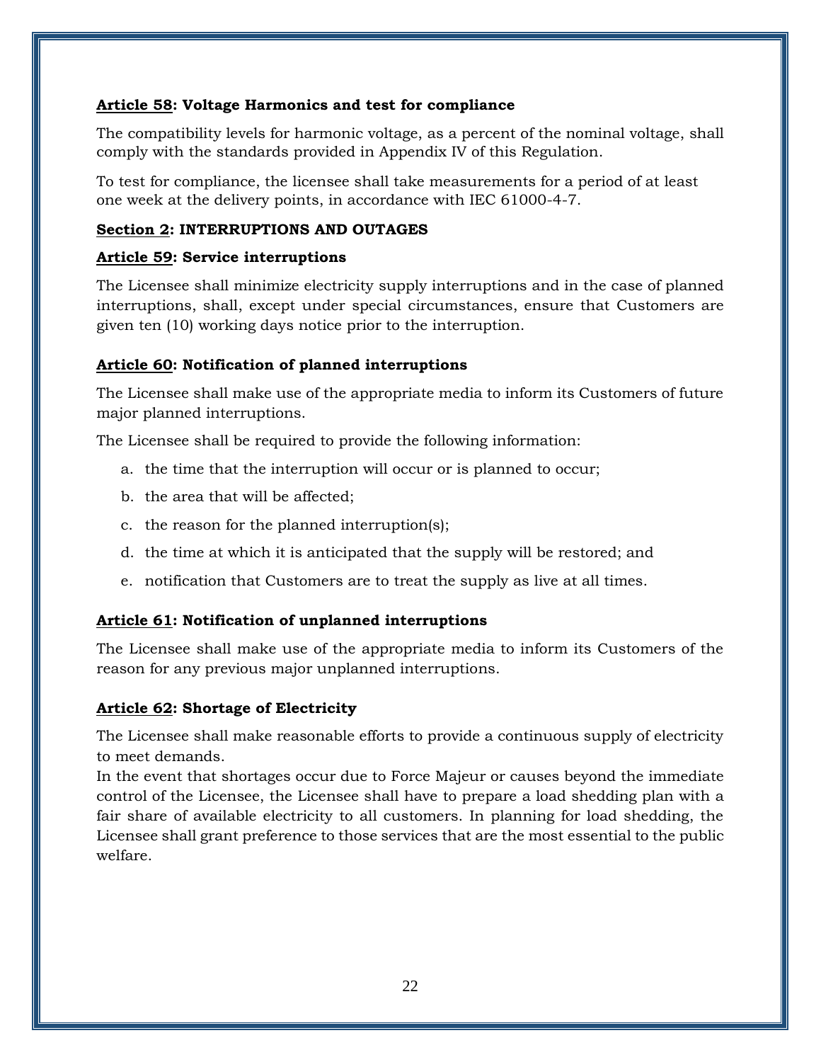**Article 58: Voltage Harmonics and test for compliance**

The compatibility levels for harmonic voltage, as a percent of the nominal voltage, shall comply with the standards provided in Appendix IV of this Regulation.

To test for compliance, the licensee shall take measurements for a period of at least one week at the delivery points, in accordance with IEC 61000-4-7.

**Section 2: INTERRUPTIONS AND OUTAGES**

**Article 59: Service interruptions**

The Licensee shall minimize electricity supply interruptions and in the case of planned interruptions, shall, except under special circumstances, ensure that Customers are given ten (10) working days notice prior to the interruption.

**Article 60: Notification of planned interruptions**

The Licensee shall make use of the appropriate media to inform its Customers of future major planned interruptions.

The Licensee shall be required to provide the following information:

a. the time that the interruption will occur or is planned to occur;

b. the area that will be affected;

c. the reason for the planned interruption(s);

d. the time at which it is anticipated that the supply will be restored; and

e. notification that Customers are to treat the supply as live at all times.

**Article 61: Notification of unplanned interruptions**

The Licensee shall make use of the appropriate media to inform its Customers of the reason for any previous major unplanned interruptions.

**Article 62: Shortage of Electricity**

The Licensee shall make reasonable efforts to provide a continuous supply of electricity to meet demands.

In the event that shortages occur due to Force Majeur or causes beyond the immediate control of the Licensee, the Licensee shall have to prepare a load shedding plan with a fair share of available electricity to all customers. In planning for load shedding, the Licensee shall grant preference to those services that are the most essential to the public welfare.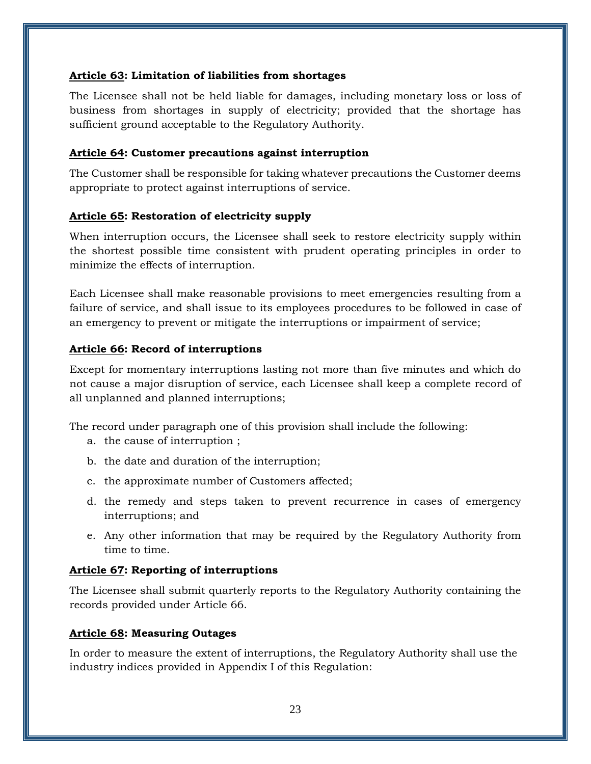**Article 63: Limitation of liabilities from shortages**

The Licensee shall not be held liable for damages, including monetary loss or loss of business from shortages in supply of electricity; provided that the shortage has sufficient ground acceptable to the Regulatory Authority.

**Article 64: Customer precautions against interruption**

The Customer shall be responsible for taking whatever precautions the Customer deems appropriate to protect against interruptions of service.

**Article 65: Restoration of electricity supply**

When interruption occurs, the Licensee shall seek to restore electricity supply within the shortest possible time consistent with prudent operating principles in order to minimize the effects of interruption.

Each Licensee shall make reasonable provisions to meet emergencies resulting from a failure of service, and shall issue to its employees procedures to be followed in case of an emergency to prevent or mitigate the interruptions or impairment of service;

**Article 66: Record of interruptions**

Except for momentary interruptions lasting not more than five minutes and which do not cause a major disruption of service, each Licensee shall keep a complete record of all unplanned and planned interruptions;

The record under paragraph one of this provision shall include the following:

a. the cause of interruption ;
b. the date and duration of the interruption;
c. the approximate number of Customers affected;
d. the remedy and steps taken to prevent recurrence in cases of emergency interruptions; and
e. Any other information that may be required by the Regulatory Authority from time to time.

**Article 67: Reporting of interruptions**

The Licensee shall submit quarterly reports to the Regulatory Authority containing the records provided under Article 66.

**Article 68: Measuring Outages**

In order to measure the extent of interruptions, the Regulatory Authority shall use the industry indices provided in Appendix I of this Regulation: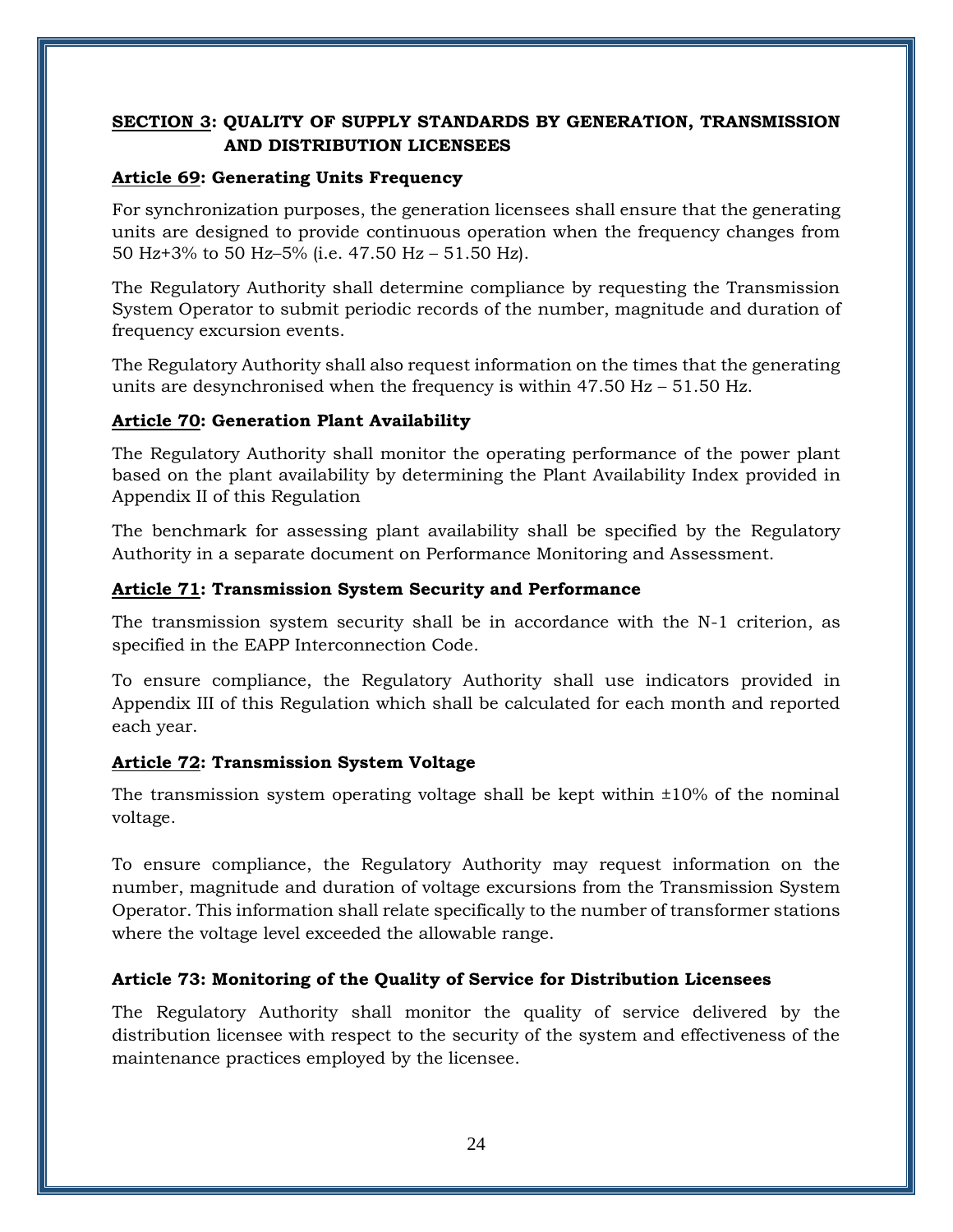## **SECTION 3: QUALITY OF SUPPLY STANDARDS BY GENERATION, TRANSMISSION AND DISTRIBUTION LICENSEES**

### **Article 69: Generating Units Frequency**

For synchronization purposes, the generation licensees shall ensure that the generating units are designed to provide continuous operation when the frequency changes from 50 Hz+3% to 50 Hz–5% (i.e. 47.50 Hz – 51.50 Hz).

The Regulatory Authority shall determine compliance by requesting the Transmission System Operator to submit periodic records of the number, magnitude and duration of frequency excursion events.

The Regulatory Authority shall also request information on the times that the generating units are desynchronised when the frequency is within 47.50 Hz – 51.50 Hz.

### **Article 70: Generation Plant Availability**

The Regulatory Authority shall monitor the operating performance of the power plant based on the plant availability by determining the Plant Availability Index provided in Appendix II of this Regulation

The benchmark for assessing plant availability shall be specified by the Regulatory Authority in a separate document on Performance Monitoring and Assessment.

### **Article 71: Transmission System Security and Performance**

The transmission system security shall be in accordance with the N-1 criterion, as specified in the EAPP Interconnection Code.

To ensure compliance, the Regulatory Authority shall use indicators provided in Appendix III of this Regulation which shall be calculated for each month and reported each year.

### **Article 72: Transmission System Voltage**

The transmission system operating voltage shall be kept within ±10% of the nominal voltage.

To ensure compliance, the Regulatory Authority may request information on the number, magnitude and duration of voltage excursions from the Transmission System Operator. This information shall relate specifically to the number of transformer stations where the voltage level exceeded the allowable range.

### **Article 73: Monitoring of the Quality of Service for Distribution Licensees**

The Regulatory Authority shall monitor the quality of service delivered by the distribution licensee with respect to the security of the system and effectiveness of the maintenance practices employed by the licensee.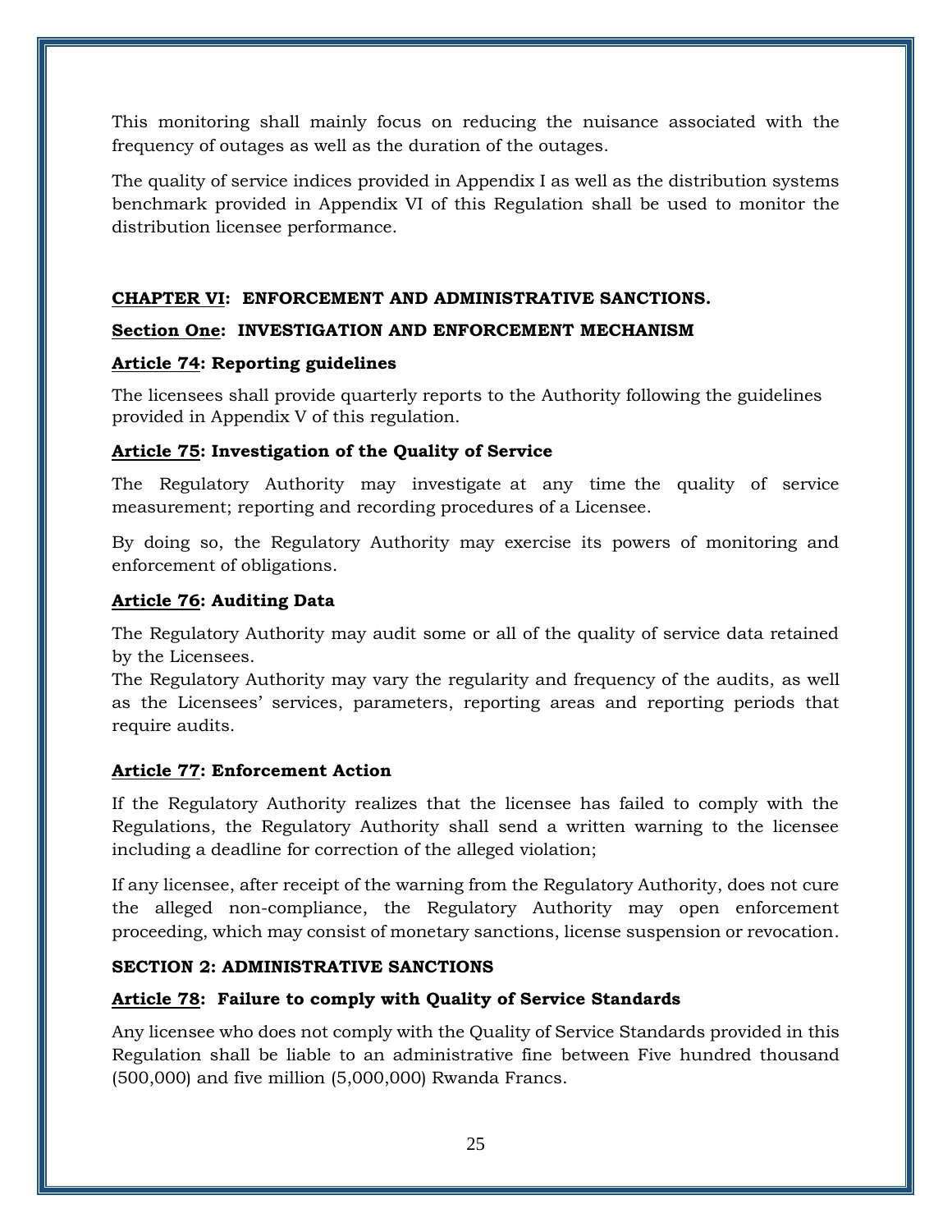This monitoring shall mainly focus on reducing the nuisance associated with the frequency of outages as well as the duration of the outages.

The quality of service indices provided in Appendix I as well as the distribution systems benchmark provided in Appendix VI of this Regulation shall be used to monitor the distribution licensee performance.

## CHAPTER VI: ENFORCEMENT AND ADMINISTRATIVE SANCTIONS.

### Section One: INVESTIGATION AND ENFORCEMENT MECHANISM

#### Article 74: Reporting guidelines

The licensees shall provide quarterly reports to the Authority following the guidelines provided in Appendix V of this regulation.

#### Article 75: Investigation of the Quality of Service

The Regulatory Authority may investigate at any time the quality of service measurement; reporting and recording procedures of a Licensee.

By doing so, the Regulatory Authority may exercise its powers of monitoring and enforcement of obligations.

#### Article 76: Auditing Data

The Regulatory Authority may audit some or all of the quality of service data retained by the Licensees.

The Regulatory Authority may vary the regularity and frequency of the audits, as well as the Licensees' services, parameters, reporting areas and reporting periods that require audits.

#### Article 77: Enforcement Action

If the Regulatory Authority realizes that the licensee has failed to comply with the Regulations, the Regulatory Authority shall send a written warning to the licensee including a deadline for correction of the alleged violation;

If any licensee, after receipt of the warning from the Regulatory Authority, does not cure the alleged non-compliance, the Regulatory Authority may open enforcement proceeding, which may consist of monetary sanctions, license suspension or revocation.

### SECTION 2: ADMINISTRATIVE SANCTIONS

#### Article 78: Failure to comply with Quality of Service Standards

Any licensee who does not comply with the Quality of Service Standards provided in this Regulation shall be liable to an administrative fine between Five hundred thousand (500,000) and five million (5,000,000) Rwanda Francs.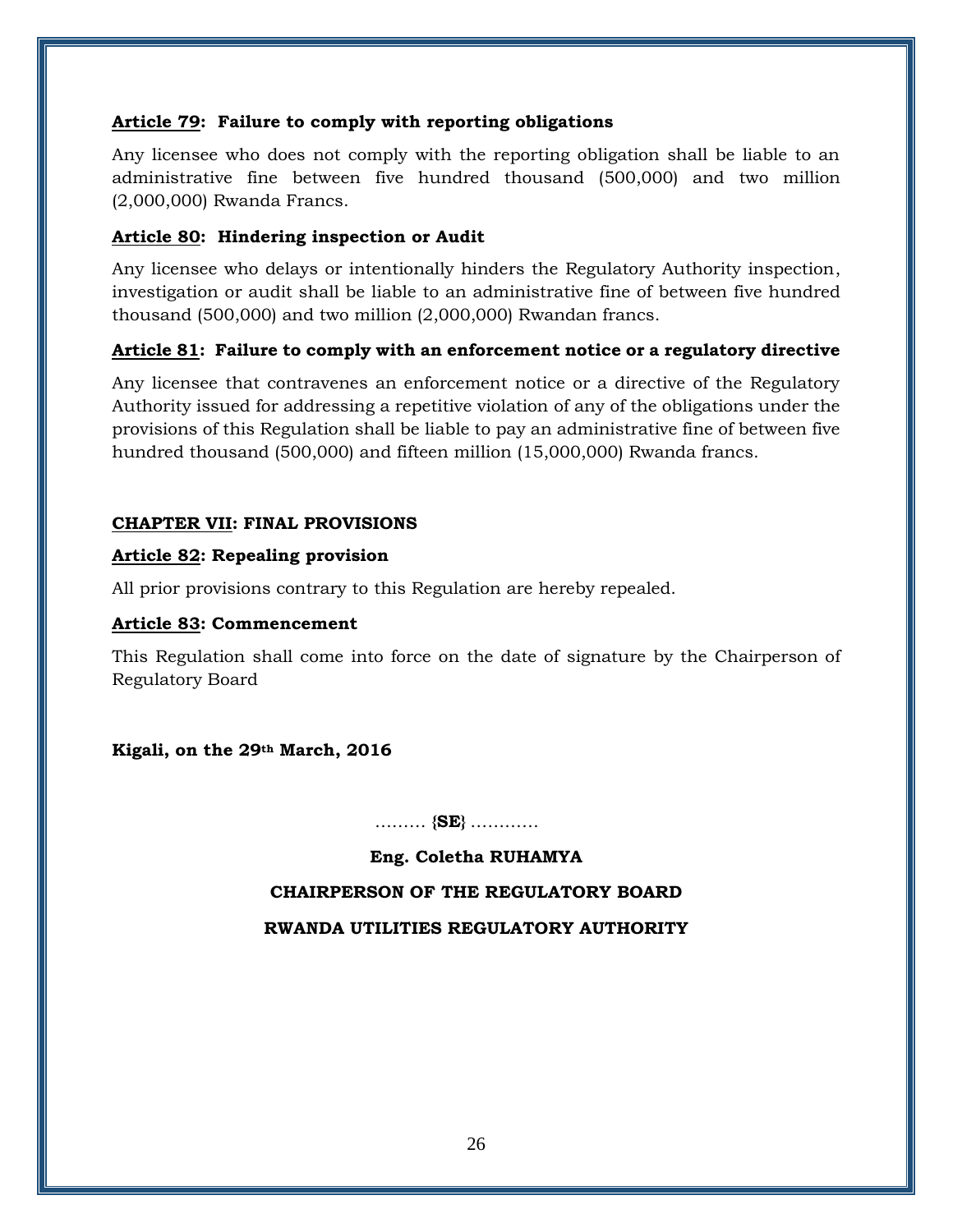### Article 79: Failure to comply with reporting obligations

Any licensee who does not comply with the reporting obligation shall be liable to an administrative fine between five hundred thousand (500,000) and two million (2,000,000) Rwanda Francs.

### Article 80: Hindering inspection or Audit

Any licensee who delays or intentionally hinders the Regulatory Authority inspection, investigation or audit shall be liable to an administrative fine of between five hundred thousand (500,000) and two million (2,000,000) Rwandan francs.

### Article 81: Failure to comply with an enforcement notice or a regulatory directive

Any licensee that contravenes an enforcement notice or a directive of the Regulatory Authority issued for addressing a repetitive violation of any of the obligations under the provisions of this Regulation shall be liable to pay an administrative fine of between five hundred thousand (500,000) and fifteen million (15,000,000) Rwanda francs.

## CHAPTER VII: FINAL PROVISIONS

### Article 82: Repealing provision

All prior provisions contrary to this Regulation are hereby repealed.

### Article 83: Commencement

This Regulation shall come into force on the date of signature by the Chairperson of Regulatory Board

**Kigali, on the 29th March, 2016**

……… {**SE**} …………

**Eng. Coletha RUHAMYA**

**CHAIRPERSON OF THE REGULATORY BOARD**

**RWANDA UTILITIES REGULATORY AUTHORITY**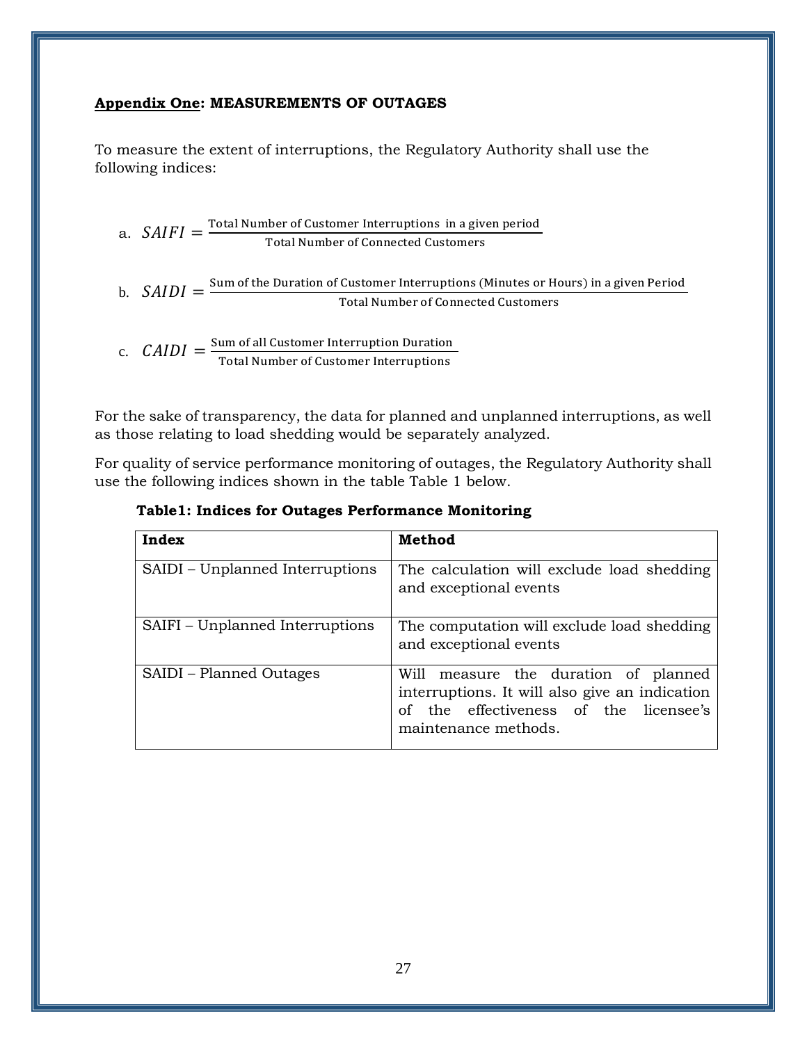**<u>Appendix One</u>: MEASUREMENTS OF OUTAGES**

To measure the extent of interruptions, the Regulatory Authority shall use the following indices:

a. $SAIFI = \frac{\text{Total Number of Customer Interruptions in a given period}}{\text{Total Number of Connected Customers}}$

b. $SAIDI = \frac{\text{Sum of the Duration of Customer Interruptions (Minutes or Hours) in a given Period}}{\text{Total Number of Connected Customers}}$

c. $CAIDI = \frac{\text{Sum of all Customer Interruption Duration}}{\text{Total Number of Customer Interruptions}}$

For the sake of transparency, the data for planned and unplanned interruptions, as well as those relating to load shedding would be separately analyzed.

For quality of service performance monitoring of outages, the Regulatory Authority shall use the following indices shown in the table Table 1 below.

**Table1: Indices for Outages Performance Monitoring**

| **Index** | **Method** |
|---|---|
| SAIDI – Unplanned Interruptions | The calculation will exclude load shedding and exceptional events |
| SAIFI – Unplanned Interruptions | The computation will exclude load shedding and exceptional events |
| SAIDI – Planned Outages | Will measure the duration of planned interruptions. It will also give an indication of the effectiveness of the licensee's maintenance methods. |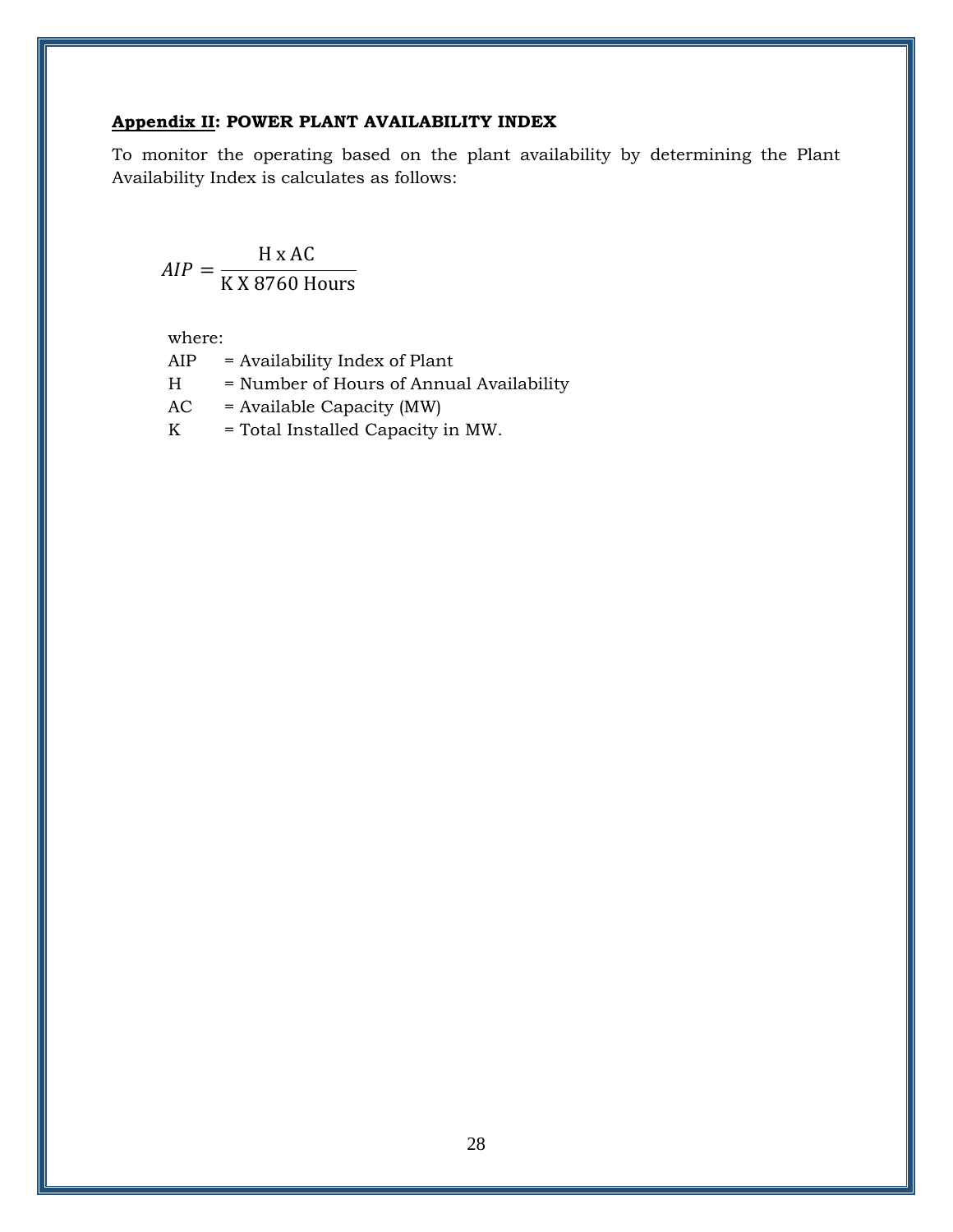**Appendix II: POWER PLANT AVAILABILITY INDEX**

To monitor the operating based on the plant availability by determining the Plant Availability Index is calculates as follows:

$$AIP = \frac{\text{H x AC}}{\text{K X 8760 Hours}}$$

where:

AIP = Availability Index of Plant
H = Number of Hours of Annual Availability
AC = Available Capacity (MW)
K = Total Installed Capacity in MW.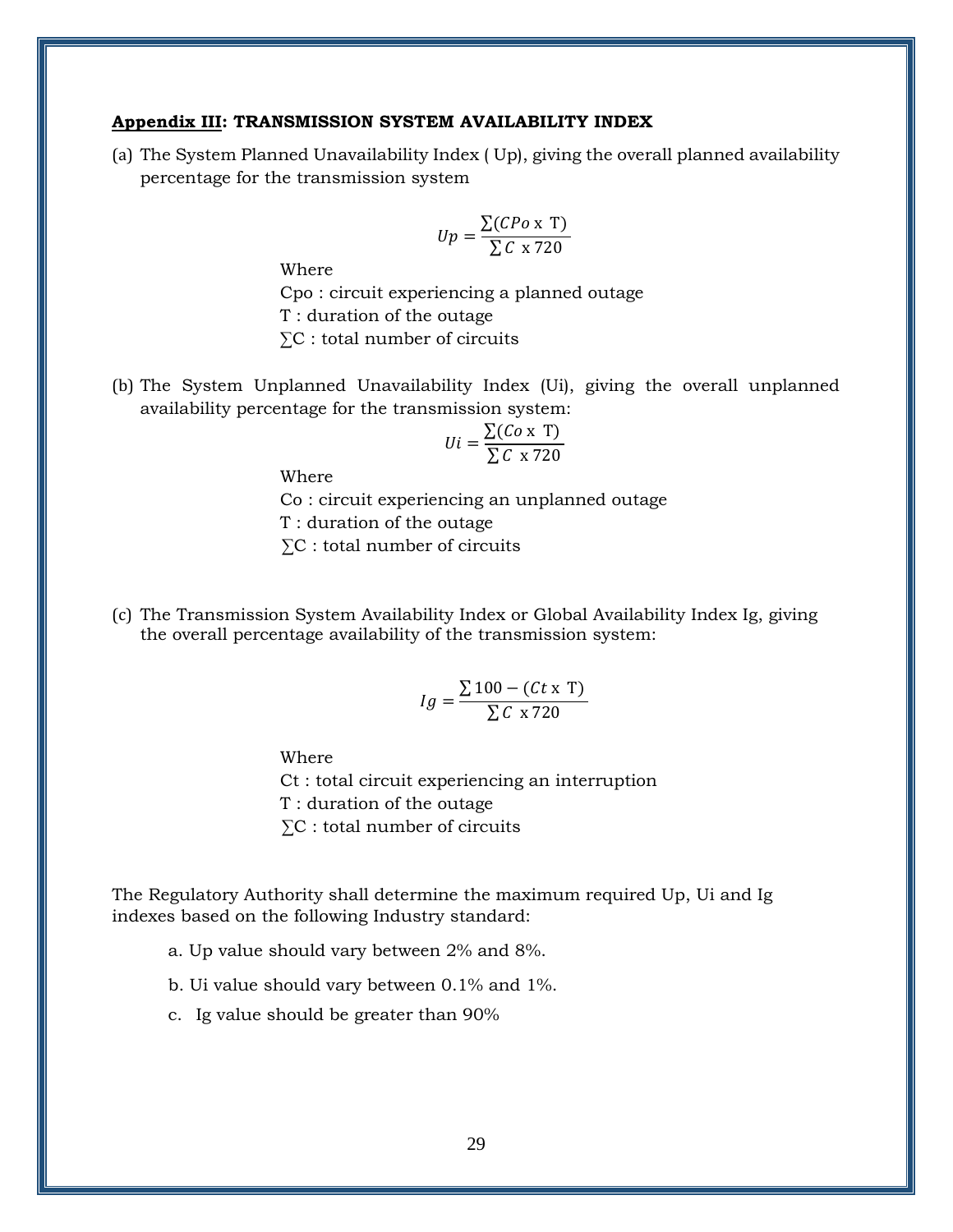**<u>Appendix III</u>: TRANSMISSION SYSTEM AVAILABILITY INDEX**

(a) The System Planned Unavailability Index ( Up), giving the overall planned availability percentage for the transmission system

$$Up = \frac{\sum(CPo \text{ x } \mathrm{T})}{\sum C \text{ x } 720}$$

Where
Cpo : circuit experiencing a planned outage
T : duration of the outage
∑C : total number of circuits

(b) The System Unplanned Unavailability Index (Ui), giving the overall unplanned availability percentage for the transmission system:

$$Ui = \frac{\sum(Co \text{ x } \mathrm{T})}{\sum C \text{ x } 720}$$

Where
Co : circuit experiencing an unplanned outage
T : duration of the outage
∑C : total number of circuits

(c) The Transmission System Availability Index or Global Availability Index Ig, giving the overall percentage availability of the transmission system:

$$Ig = \frac{\sum 100 - (Ct \text{ x } \mathrm{T})}{\sum C \text{ x } 720}$$

Where
Ct : total circuit experiencing an interruption
T : duration of the outage
∑C : total number of circuits

The Regulatory Authority shall determine the maximum required Up, Ui and Ig indexes based on the following Industry standard:

a. Up value should vary between 2% and 8%.

b. Ui value should vary between 0.1% and 1%.

c. Ig value should be greater than 90%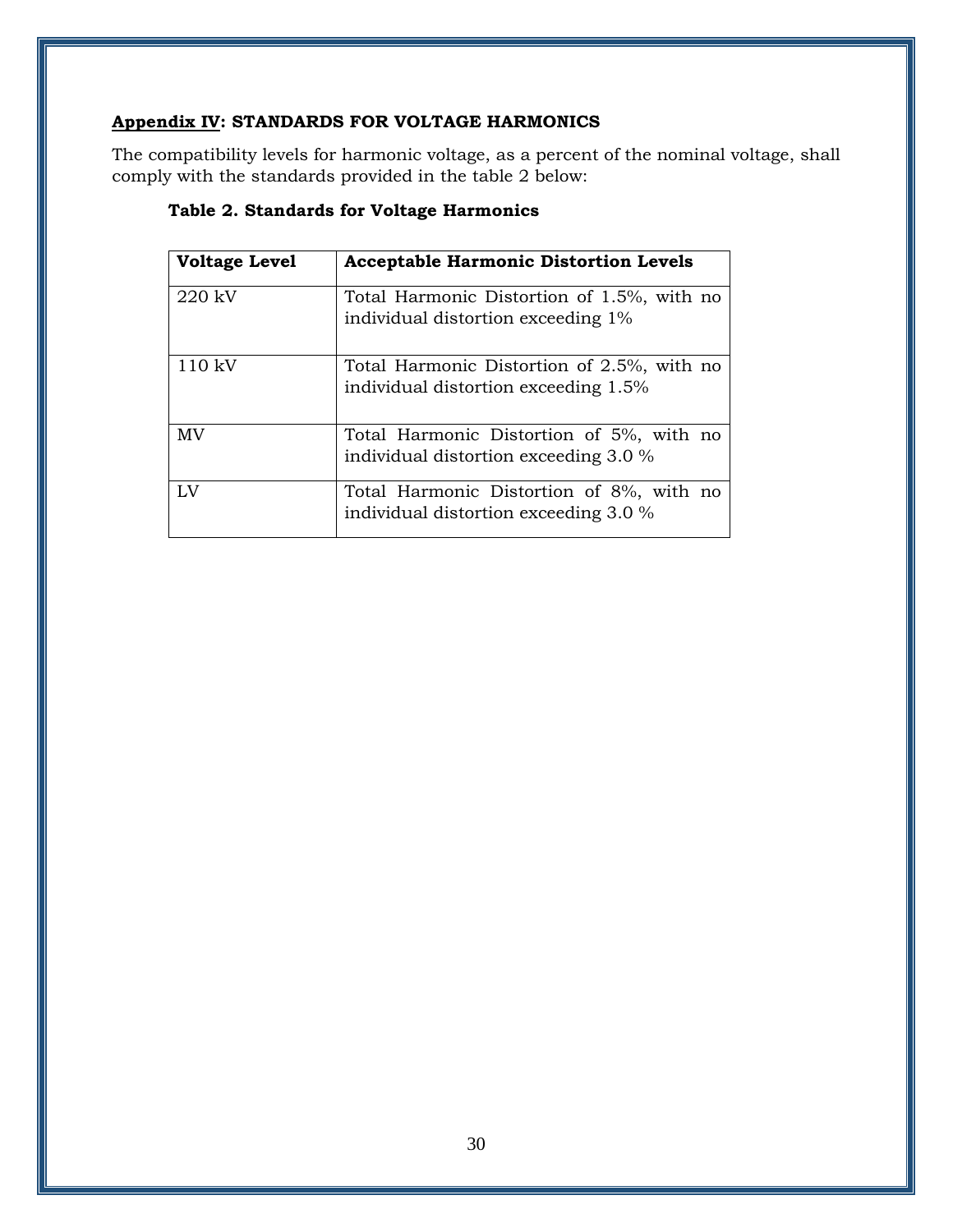## <u>Appendix IV</u>: STANDARDS FOR VOLTAGE HARMONICS

The compatibility levels for harmonic voltage, as a percent of the nominal voltage, shall comply with the standards provided in the table 2 below:

**Table 2. Standards for Voltage Harmonics**

| Voltage Level | Acceptable Harmonic Distortion Levels |
|---|---|
| 220 kV | Total Harmonic Distortion of 1.5%, with no individual distortion exceeding 1% |
| 110 kV | Total Harmonic Distortion of 2.5%, with no individual distortion exceeding 1.5% |
| MV | Total Harmonic Distortion of 5%, with no individual distortion exceeding 3.0 % |
| LV | Total Harmonic Distortion of 8%, with no individual distortion exceeding 3.0 % |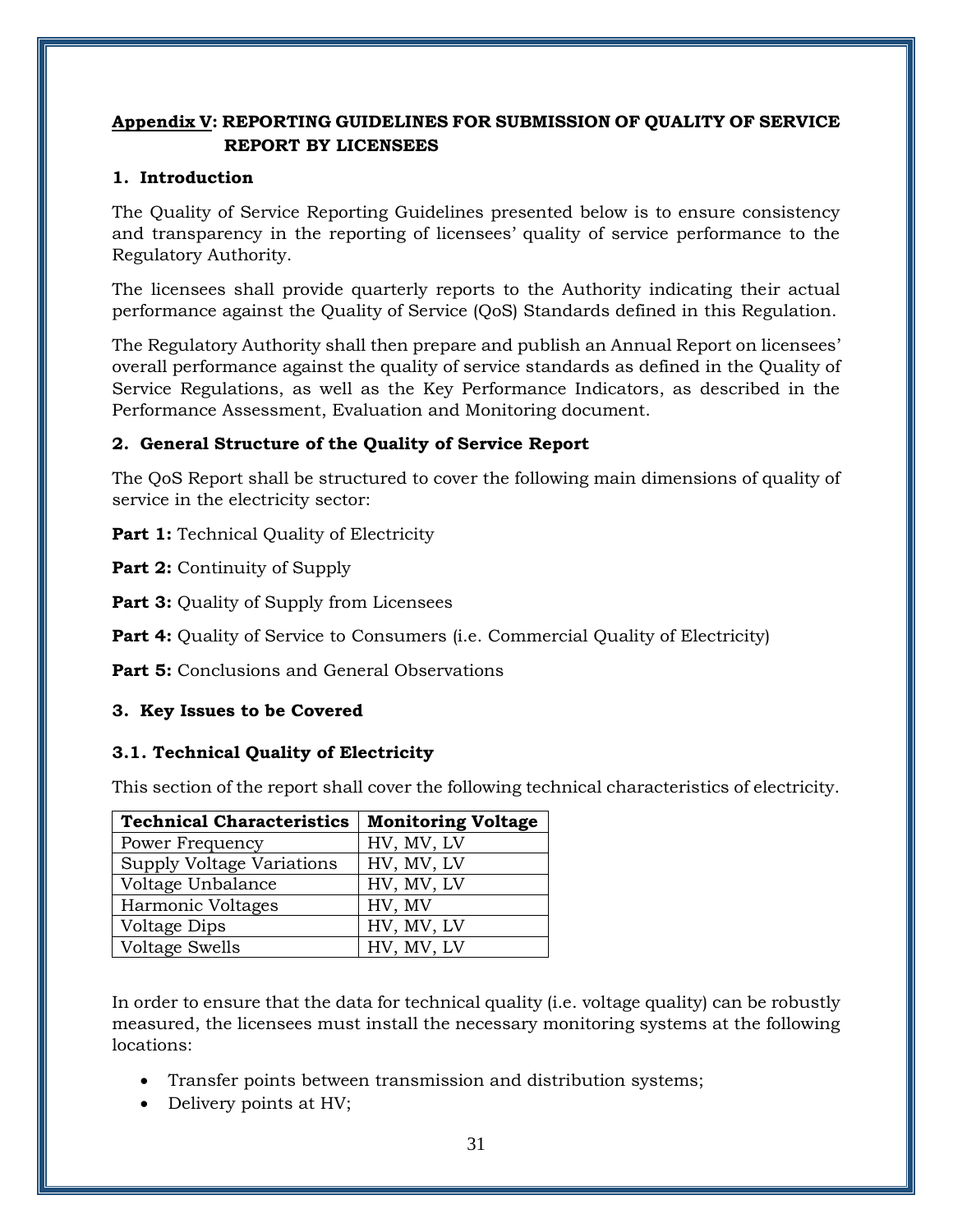## Appendix V: REPORTING GUIDELINES FOR SUBMISSION OF QUALITY OF SERVICE REPORT BY LICENSEES

### 1. Introduction

The Quality of Service Reporting Guidelines presented below is to ensure consistency and transparency in the reporting of licensees' quality of service performance to the Regulatory Authority.

The licensees shall provide quarterly reports to the Authority indicating their actual performance against the Quality of Service (QoS) Standards defined in this Regulation.

The Regulatory Authority shall then prepare and publish an Annual Report on licensees' overall performance against the quality of service standards as defined in the Quality of Service Regulations, as well as the Key Performance Indicators, as described in the Performance Assessment, Evaluation and Monitoring document.

### 2. General Structure of the Quality of Service Report

The QoS Report shall be structured to cover the following main dimensions of quality of service in the electricity sector:

**Part 1:** Technical Quality of Electricity

**Part 2:** Continuity of Supply

**Part 3:** Quality of Supply from Licensees

**Part 4:** Quality of Service to Consumers (i.e. Commercial Quality of Electricity)

**Part 5:** Conclusions and General Observations

### 3. Key Issues to be Covered

#### 3.1. Technical Quality of Electricity

This section of the report shall cover the following technical characteristics of electricity.

| Technical Characteristics | Monitoring Voltage |
|---|---|
| Power Frequency | HV, MV, LV |
| Supply Voltage Variations | HV, MV, LV |
| Voltage Unbalance | HV, MV, LV |
| Harmonic Voltages | HV, MV |
| Voltage Dips | HV, MV, LV |
| Voltage Swells | HV, MV, LV |

In order to ensure that the data for technical quality (i.e. voltage quality) can be robustly measured, the licensees must install the necessary monitoring systems at the following locations:

- Transfer points between transmission and distribution systems;
- Delivery points at HV;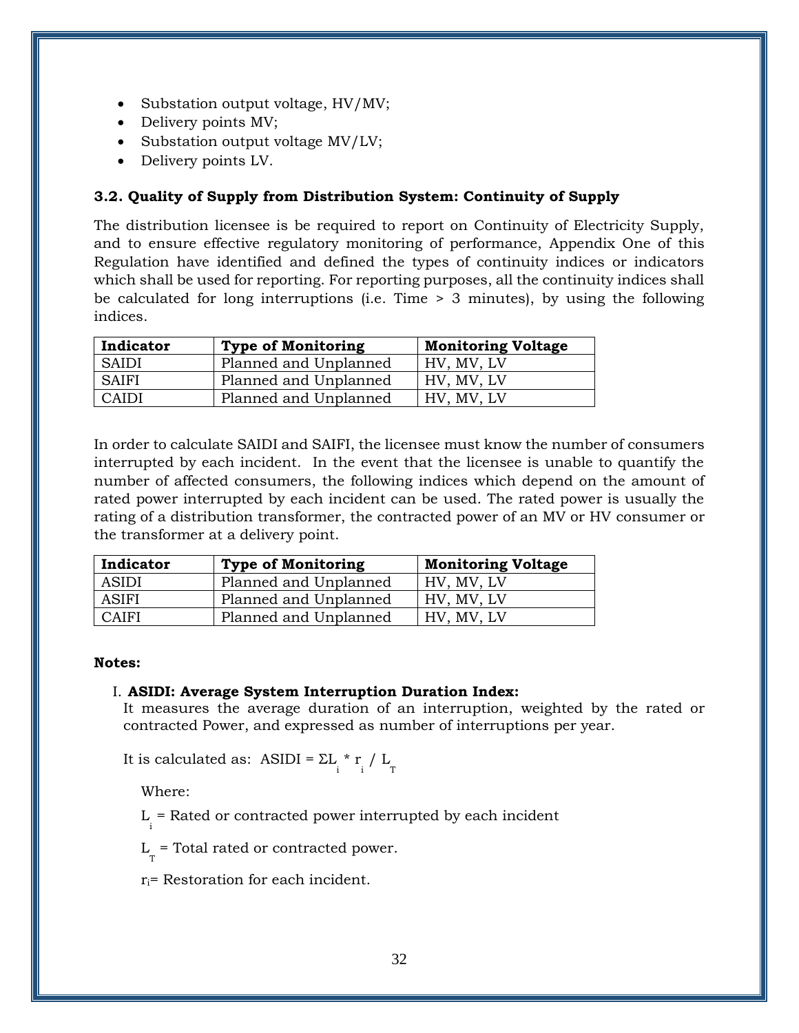- Substation output voltage, HV/MV;
- Delivery points MV;
- Substation output voltage MV/LV;
- Delivery points LV.

### 3.2. Quality of Supply from Distribution System: Continuity of Supply

The distribution licensee is be required to report on Continuity of Electricity Supply, and to ensure effective regulatory monitoring of performance, Appendix One of this Regulation have identified and defined the types of continuity indices or indicators which shall be used for reporting. For reporting purposes, all the continuity indices shall be calculated for long interruptions (i.e. Time > 3 minutes), by using the following indices.

| Indicator | Type of Monitoring | Monitoring Voltage |
|---|---|---|
| SAIDI | Planned and Unplanned | HV, MV, LV |
| SAIFI | Planned and Unplanned | HV, MV, LV |
| CAIDI | Planned and Unplanned | HV, MV, LV |

In order to calculate SAIDI and SAIFI, the licensee must know the number of consumers interrupted by each incident. In the event that the licensee is unable to quantify the number of affected consumers, the following indices which depend on the amount of rated power interrupted by each incident can be used. The rated power is usually the rating of a distribution transformer, the contracted power of an MV or HV consumer or the transformer at a delivery point.

| Indicator | Type of Monitoring | Monitoring Voltage |
|---|---|---|
| ASIDI | Planned and Unplanned | HV, MV, LV |
| ASIFI | Planned and Unplanned | HV, MV, LV |
| CAIFI | Planned and Unplanned | HV, MV, LV |

**Notes:**

I. **ASIDI: Average System Interruption Duration Index:**
It measures the average duration of an interruption, weighted by the rated or contracted Power, and expressed as number of interruptions per year.

It is calculated as: $ASIDI = \Sigma L_i * r_i / L_T$

Where:

$L_i$ = Rated or contracted power interrupted by each incident

$L_T$ = Total rated or contracted power.

$r_i$= Restoration for each incident.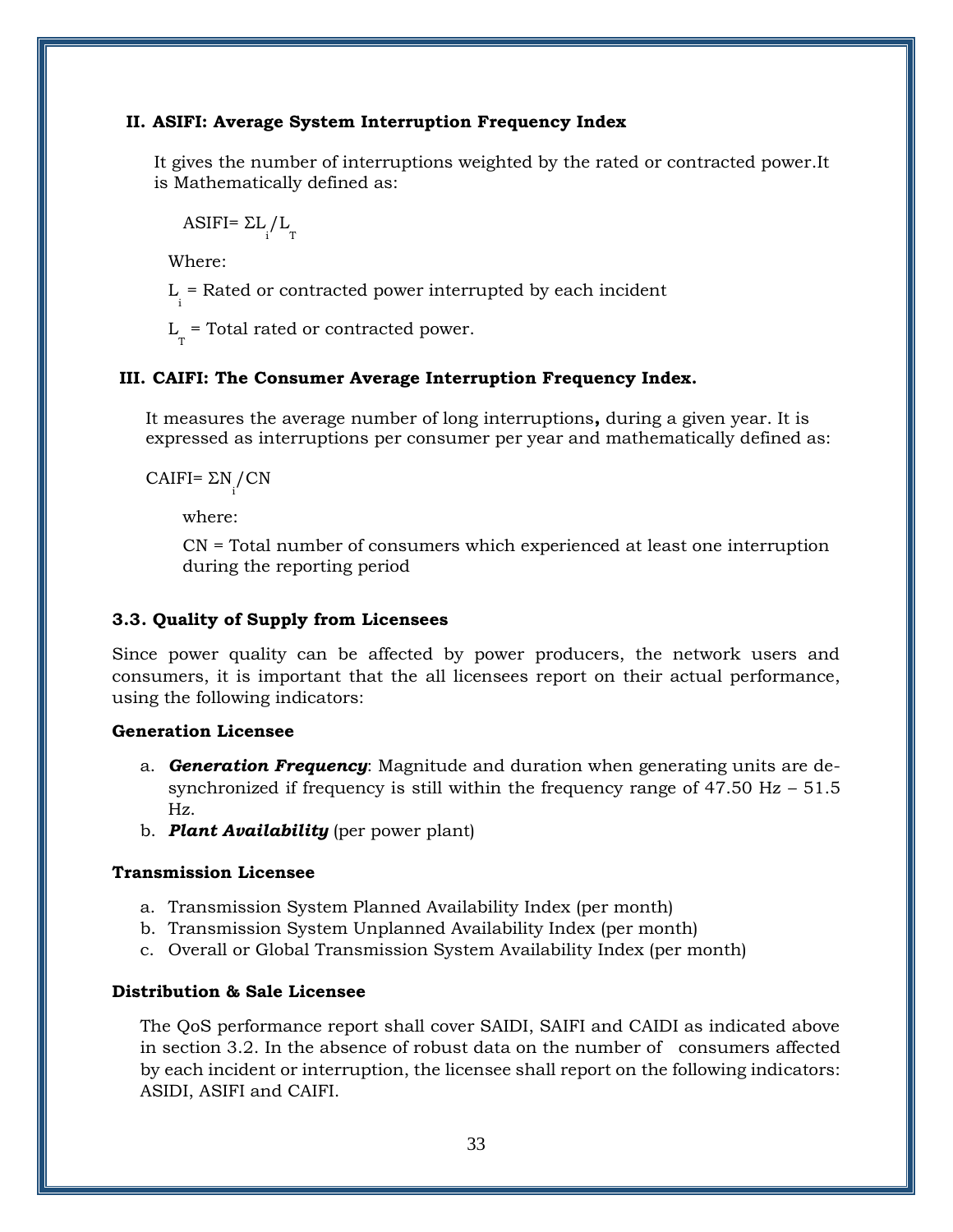### II. ASIFI: Average System Interruption Frequency Index

It gives the number of interruptions weighted by the rated or contracted power.It is Mathematically defined as:

ASIFI= $\Sigma L_i / L_T$

Where:

$L_i$ = Rated or contracted power interrupted by each incident

$L_T$ = Total rated or contracted power.

### III. CAIFI: The Consumer Average Interruption Frequency Index.

It measures the average number of long interruptions**,** during a given year. It is expressed as interruptions per consumer per year and mathematically defined as:

CAIFI= $\Sigma N_i / CN$

where:

CN = Total number of consumers which experienced at least one interruption during the reporting period

## 3.3. Quality of Supply from Licensees

Since power quality can be affected by power producers, the network users and consumers, it is important that the all licensees report on their actual performance, using the following indicators:

**Generation Licensee**

a. ***Generation Frequency***: Magnitude and duration when generating units are de-synchronized if frequency is still within the frequency range of 47.50 Hz – 51.5 Hz.
b. ***Plant Availability*** (per power plant)

**Transmission Licensee**

a. Transmission System Planned Availability Index (per month)
b. Transmission System Unplanned Availability Index (per month)
c. Overall or Global Transmission System Availability Index (per month)

**Distribution & Sale Licensee**

The QoS performance report shall cover SAIDI, SAIFI and CAIDI as indicated above in section 3.2. In the absence of robust data on the number of consumers affected by each incident or interruption, the licensee shall report on the following indicators: ASIDI, ASIFI and CAIFI.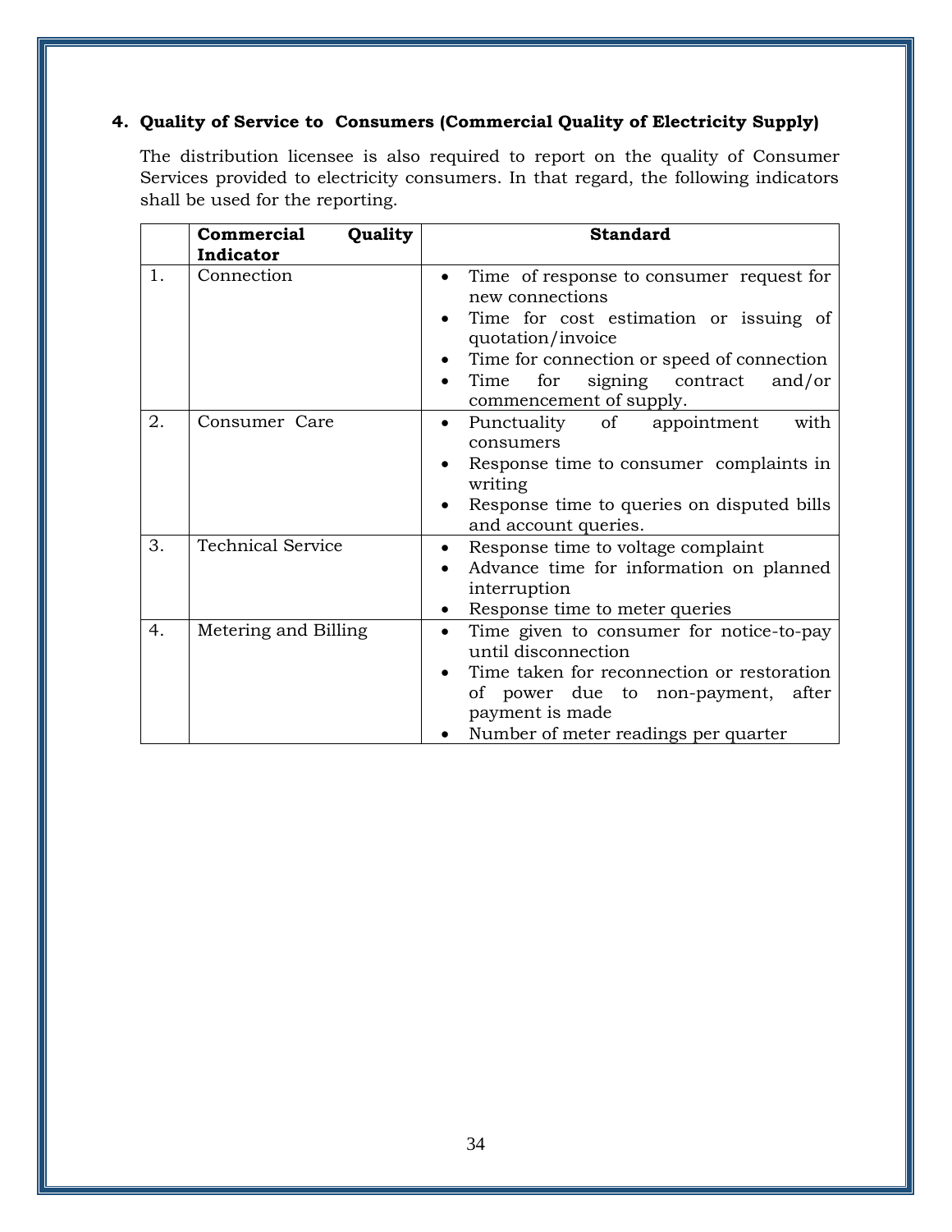## 4. Quality of Service to Consumers (Commercial Quality of Electricity Supply)

The distribution licensee is also required to report on the quality of Consumer Services provided to electricity consumers. In that regard, the following indicators shall be used for the reporting.

| | **Commercial Quality Indicator** | **Standard** |
|---|---|---|
| 1. | Connection | • Time of response to consumer request for new connections<br>• Time for cost estimation or issuing of quotation/invoice<br>• Time for connection or speed of connection<br>• Time for signing contract and/or commencement of supply. |
| 2. | Consumer Care | • Punctuality of appointment with consumers<br>• Response time to consumer complaints in writing<br>• Response time to queries on disputed bills and account queries. |
| 3. | Technical Service | • Response time to voltage complaint<br>• Advance time for information on planned interruption<br>• Response time to meter queries |
| 4. | Metering and Billing | • Time given to consumer for notice-to-pay until disconnection<br>• Time taken for reconnection or restoration of power due to non-payment, after payment is made<br>• Number of meter readings per quarter |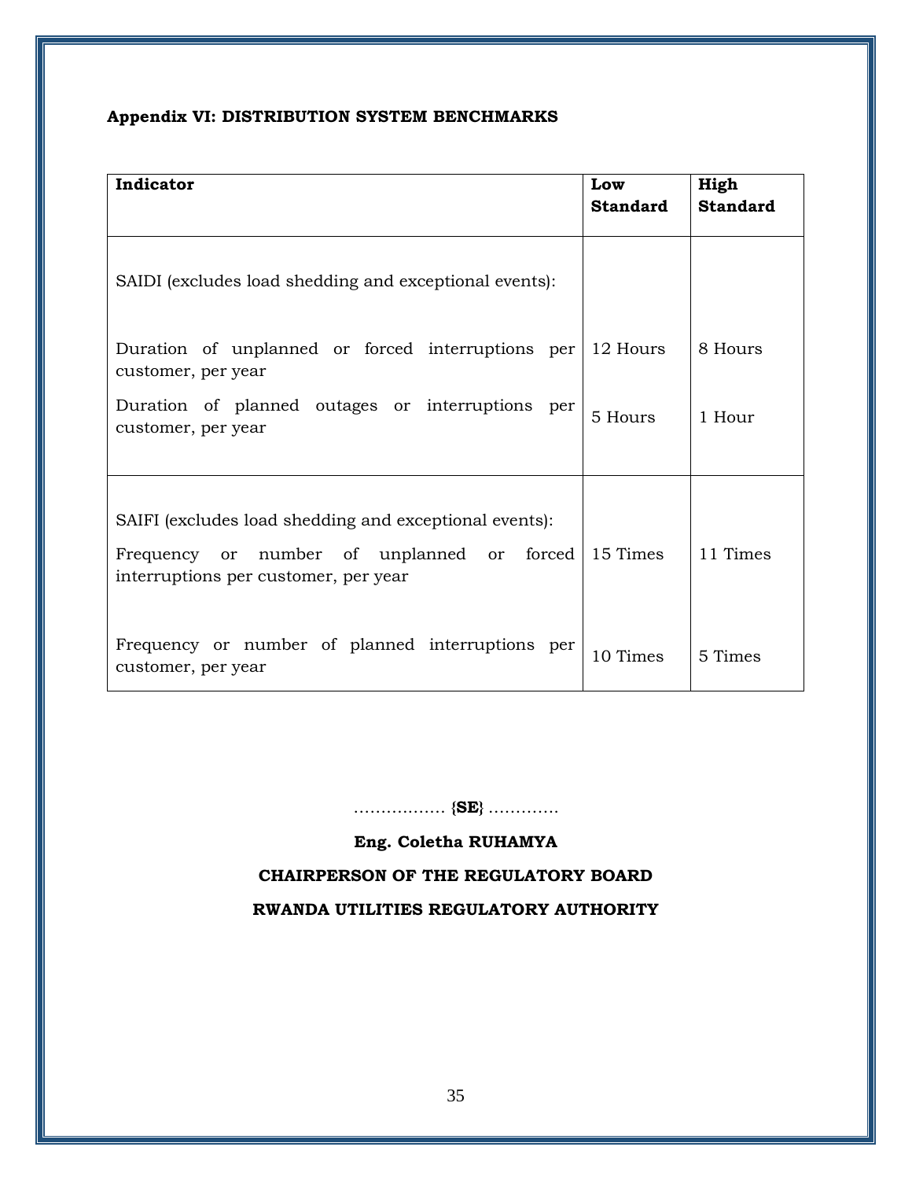**Appendix VI: DISTRIBUTION SYSTEM BENCHMARKS**

| Indicator | Low Standard | High Standard |
|---|---|---|
| SAIDI (excludes load shedding and exceptional events): | | |
| Duration of unplanned or forced interruptions per customer, per year | 12 Hours | 8 Hours |
| Duration of planned outages or interruptions per customer, per year | 5 Hours | 1 Hour |
| SAIFI (excludes load shedding and exceptional events): | | |
| Frequency or number of unplanned or forced interruptions per customer, per year | 15 Times | 11 Times |
| Frequency or number of planned interruptions per customer, per year | 10 Times | 5 Times |

……………. {**SE**} ………….

**Eng. Coletha RUHAMYA**

**CHAIRPERSON OF THE REGULATORY BOARD**

**RWANDA UTILITIES REGULATORY AUTHORITY**